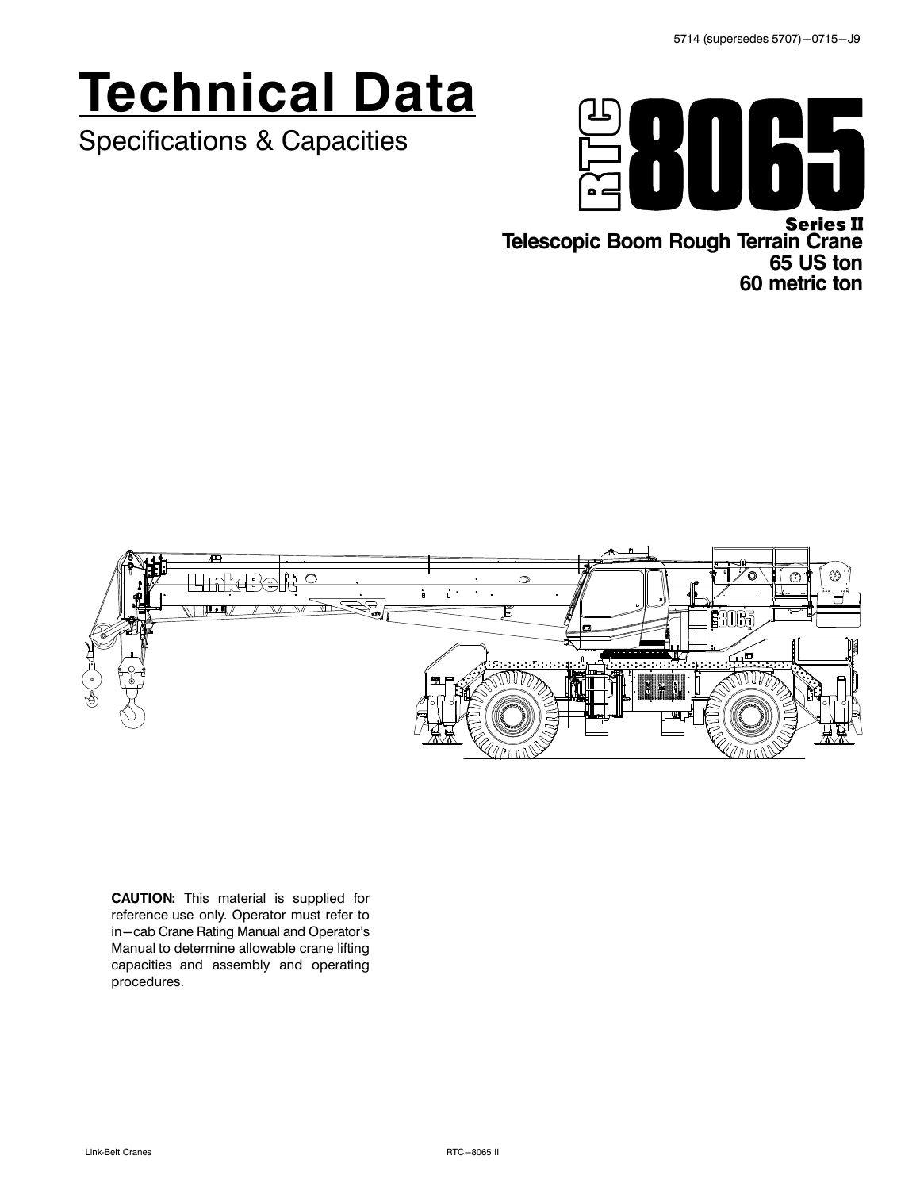5714 (supersedes 5707)—0715—J9

# Technical Data

Specifications & Capacities

**RTC 8065**

**Series II**
**Telescopic Boom Rough Terrain Crane**
**65 US ton**
**60 metric ton**

**CAUTION:** This material is supplied for reference use only. Operator must refer to in—cab Crane Rating Manual and Operator's Manual to determine allowable crane lifting capacities and assembly and operating procedures.

Link-Belt Cranes RTC—8065 II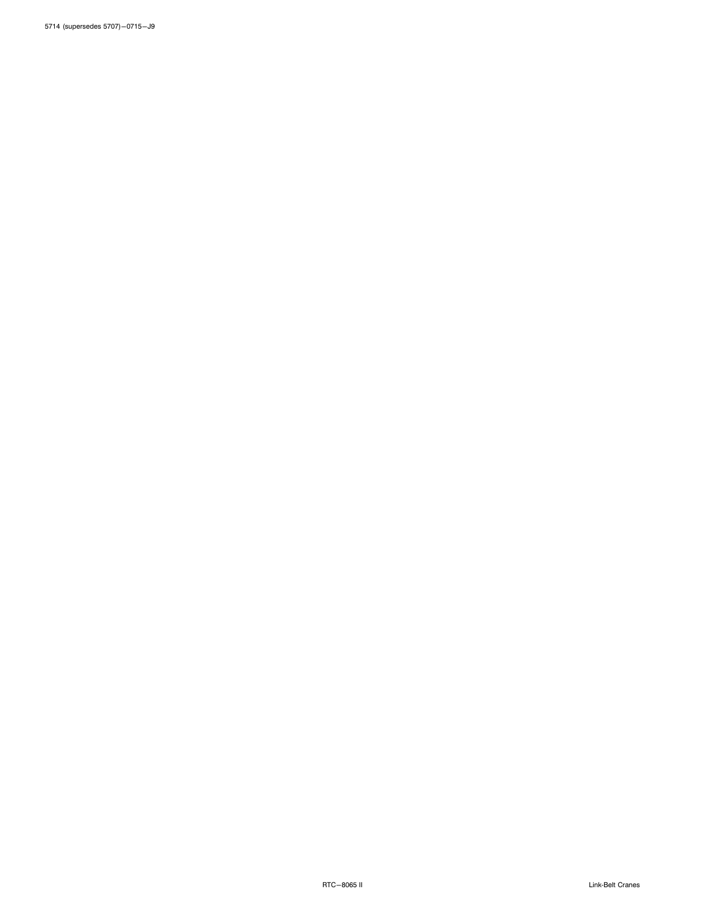5714 (supersedes 5707)—0715—J9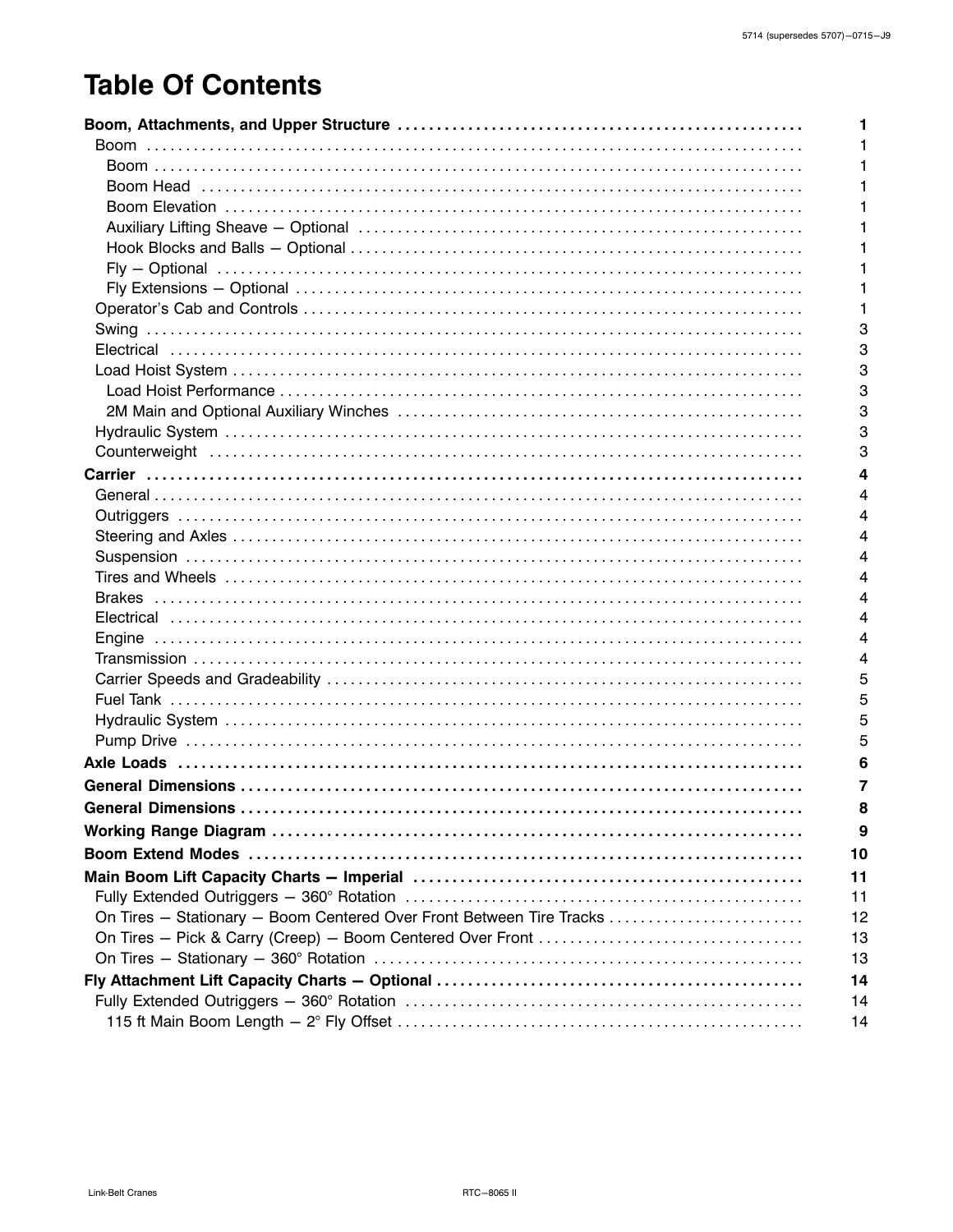# Table Of Contents

| | |
|---|---|
| **Boom, Attachments, and Upper Structure** | **1** |
| Boom | 1 |
| Boom | 1 |
| Boom Head | 1 |
| Boom Elevation | 1 |
| Auxiliary Lifting Sheave — Optional | 1 |
| Hook Blocks and Balls — Optional | 1 |
| Fly — Optional | 1 |
| Fly Extensions — Optional | 1 |
| Operator's Cab and Controls | 1 |
| Swing | 3 |
| Electrical | 3 |
| Load Hoist System | 3 |
| Load Hoist Performance | 3 |
| 2M Main and Optional Auxiliary Winches | 3 |
| Hydraulic System | 3 |
| Counterweight | 3 |
| **Carrier** | **4** |
| General | 4 |
| Outriggers | 4 |
| Steering and Axles | 4 |
| Suspension | 4 |
| Tires and Wheels | 4 |
| Brakes | 4 |
| Electrical | 4 |
| Engine | 4 |
| Transmission | 4 |
| Carrier Speeds and Gradeability | 5 |
| Fuel Tank | 5 |
| Hydraulic System | 5 |
| Pump Drive | 5 |
| **Axle Loads** | **6** |
| **General Dimensions** | **7** |
| **General Dimensions** | **8** |
| **Working Range Diagram** | **9** |
| **Boom Extend Modes** | **10** |
| **Main Boom Lift Capacity Charts — Imperial** | **11** |
| Fully Extended Outriggers — 360° Rotation | 11 |
| On Tires — Stationary — Boom Centered Over Front Between Tire Tracks | 12 |
| On Tires — Pick & Carry (Creep) — Boom Centered Over Front | 13 |
| On Tires — Stationary — 360° Rotation | 13 |
| **Fly Attachment Lift Capacity Charts — Optional** | **14** |
| Fully Extended Outriggers — 360° Rotation | 14 |
| 115 ft Main Boom Length — 2° Fly Offset | 14 |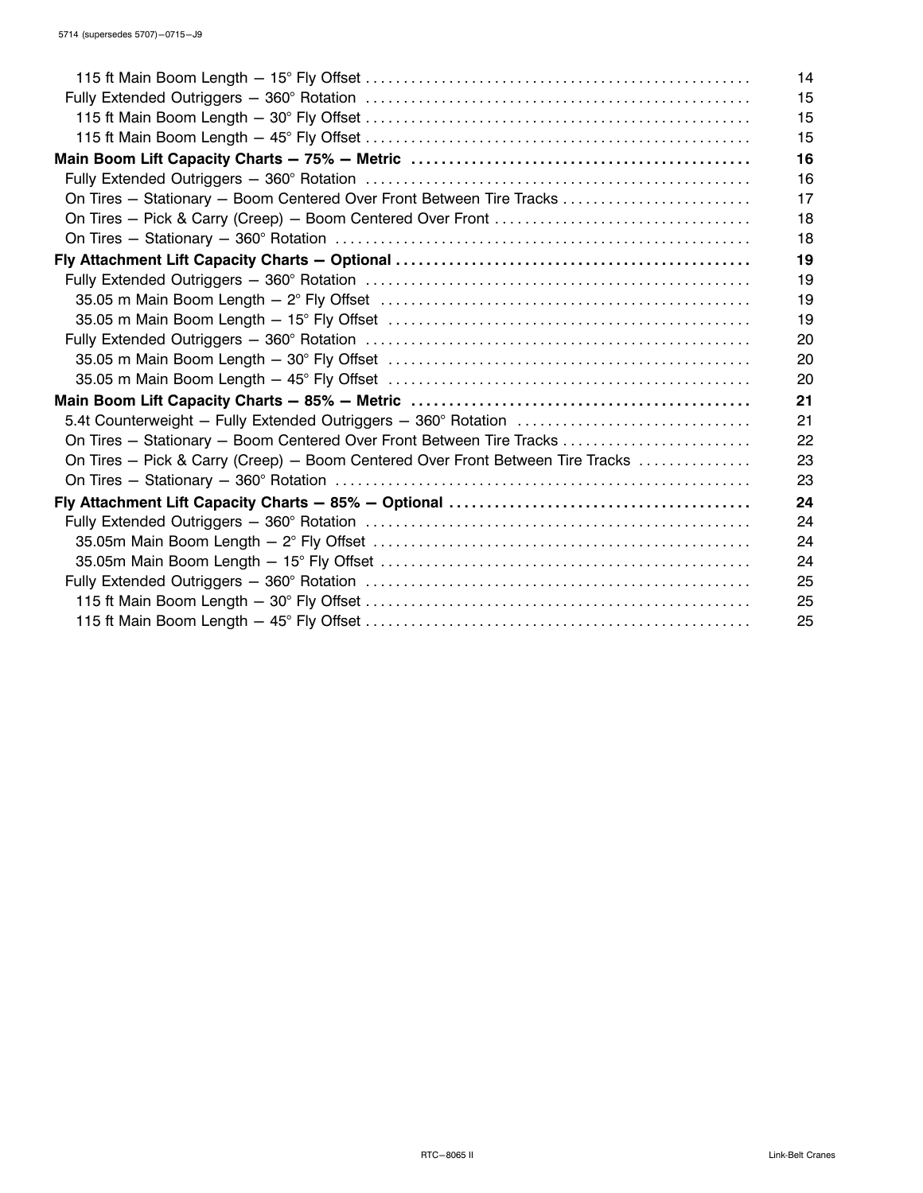- 115 ft Main Boom Length — 15° Fly Offset .................................................. 14
- Fully Extended Outriggers — 360° Rotation .................................................. 15
  - 115 ft Main Boom Length — 30° Fly Offset .................................................. 15
  - 115 ft Main Boom Length — 45° Fly Offset .................................................. 15

**Main Boom Lift Capacity Charts — 75% — Metric .................................................. 16**

- Fully Extended Outriggers — 360° Rotation .................................................. 16
- On Tires — Stationary — Boom Centered Over Front Between Tire Tracks .................................................. 17
- On Tires — Pick & Carry (Creep) — Boom Centered Over Front .................................................. 18
- On Tires — Stationary — 360° Rotation .................................................. 18

**Fly Attachment Lift Capacity Charts — Optional .................................................. 19**

- Fully Extended Outriggers — 360° Rotation .................................................. 19
  - 35.05 m Main Boom Length — 2° Fly Offset .................................................. 19
  - 35.05 m Main Boom Length — 15° Fly Offset .................................................. 19
- Fully Extended Outriggers — 360° Rotation .................................................. 20
  - 35.05 m Main Boom Length — 30° Fly Offset .................................................. 20
  - 35.05 m Main Boom Length — 45° Fly Offset .................................................. 20

**Main Boom Lift Capacity Charts — 85% — Metric .................................................. 21**

- 5.4t Counterweight — Fully Extended Outriggers — 360° Rotation .................................................. 21
- On Tires — Stationary — Boom Centered Over Front Between Tire Tracks .................................................. 22
- On Tires — Pick & Carry (Creep) — Boom Centered Over Front Between Tire Tracks .................................................. 23
- On Tires — Stationary — 360° Rotation .................................................. 23

**Fly Attachment Lift Capacity Charts — 85% — Optional .................................................. 24**

- Fully Extended Outriggers — 360° Rotation .................................................. 24
  - 35.05m Main Boom Length — 2° Fly Offset .................................................. 24
  - 35.05m Main Boom Length — 15° Fly Offset .................................................. 24
- Fully Extended Outriggers — 360° Rotation .................................................. 25
  - 115 ft Main Boom Length — 30° Fly Offset .................................................. 25
  - 115 ft Main Boom Length — 45° Fly Offset .................................................. 25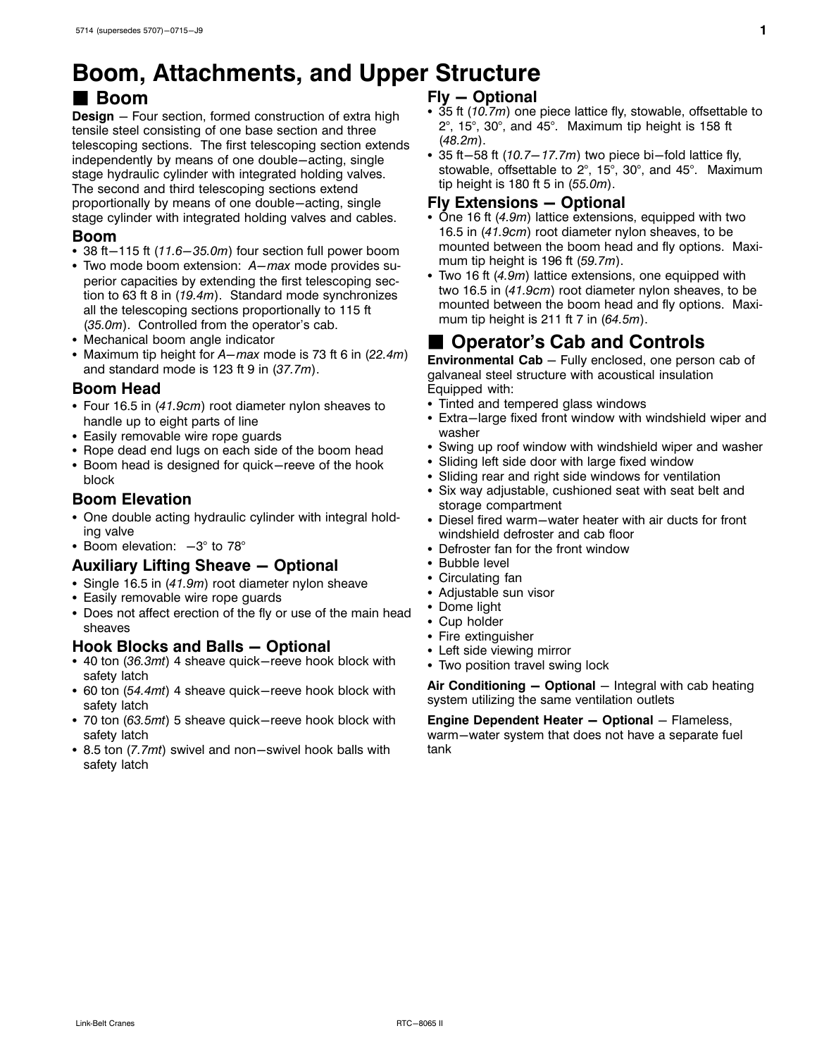# Boom, Attachments, and Upper Structure

## Boom

**Design** – Four section, formed construction of extra high tensile steel consisting of one base section and three telescoping sections. The first telescoping section extends independently by means of one double–acting, single stage hydraulic cylinder with integrated holding valves. The second and third telescoping sections extend proportionally by means of one double–acting, single stage cylinder with integrated holding valves and cables.

### Boom

- 38 ft–115 ft (*11.6–35.0m*) four section full power boom
- Two mode boom extension: *A–max* mode provides superior capacities by extending the first telescoping section to 63 ft 8 in (*19.4m*). Standard mode synchronizes all the telescoping sections proportionally to 115 ft (*35.0m*). Controlled from the operator's cab.
- Mechanical boom angle indicator
- Maximum tip height for *A–max* mode is 73 ft 6 in (*22.4m*) and standard mode is 123 ft 9 in (*37.7m*).

### Boom Head

- Four 16.5 in (*41.9cm*) root diameter nylon sheaves to handle up to eight parts of line
- Easily removable wire rope guards
- Rope dead end lugs on each side of the boom head
- Boom head is designed for quick–reeve of the hook block

### Boom Elevation

- One double acting hydraulic cylinder with integral holding valve
- Boom elevation: –3° to 78°

### Auxiliary Lifting Sheave – Optional

- Single 16.5 in (*41.9m*) root diameter nylon sheave
- Easily removable wire rope guards
- Does not affect erection of the fly or use of the main head sheaves

### Hook Blocks and Balls – Optional

- 40 ton (*36.3mt*) 4 sheave quick–reeve hook block with safety latch
- 60 ton (*54.4mt*) 4 sheave quick–reeve hook block with safety latch
- 70 ton (*63.5mt*) 5 sheave quick–reeve hook block with safety latch
- 8.5 ton (*7.7mt*) swivel and non–swivel hook balls with safety latch

### Fly – Optional

- 35 ft (*10.7m*) one piece lattice fly, stowable, offsettable to 2°, 15°, 30°, and 45°. Maximum tip height is 158 ft (*48.2m*).
- 35 ft–58 ft (*10.7–17.7m*) two piece bi–fold lattice fly, stowable, offsettable to 2°, 15°, 30°, and 45°. Maximum tip height is 180 ft 5 in (*55.0m*).

### Fly Extensions – Optional

- One 16 ft (*4.9m*) lattice extensions, equipped with two 16.5 in (*41.9cm*) root diameter nylon sheaves, to be mounted between the boom head and fly options. Maximum tip height is 196 ft (*59.7m*).
- Two 16 ft (*4.9m*) lattice extensions, one equipped with two 16.5 in (*41.9cm*) root diameter nylon sheaves, to be mounted between the boom head and fly options. Maximum tip height is 211 ft 7 in (*64.5m*).

## Operator's Cab and Controls

**Environmental Cab** – Fully enclosed, one person cab of galvaneal steel structure with acoustical insulation Equipped with:

- Tinted and tempered glass windows
- Extra–large fixed front window with windshield wiper and washer
- Swing up roof window with windshield wiper and washer
- Sliding left side door with large fixed window
- Sliding rear and right side windows for ventilation
- Six way adjustable, cushioned seat with seat belt and storage compartment
- Diesel fired warm–water heater with air ducts for front windshield defroster and cab floor
- Defroster fan for the front window
- Bubble level
- Circulating fan
- Adjustable sun visor
- Dome light
- Cup holder
- Fire extinguisher
- Left side viewing mirror
- Two position travel swing lock

**Air Conditioning – Optional** – Integral with cab heating system utilizing the same ventilation outlets

**Engine Dependent Heater – Optional** – Flameless, warm–water system that does not have a separate fuel tank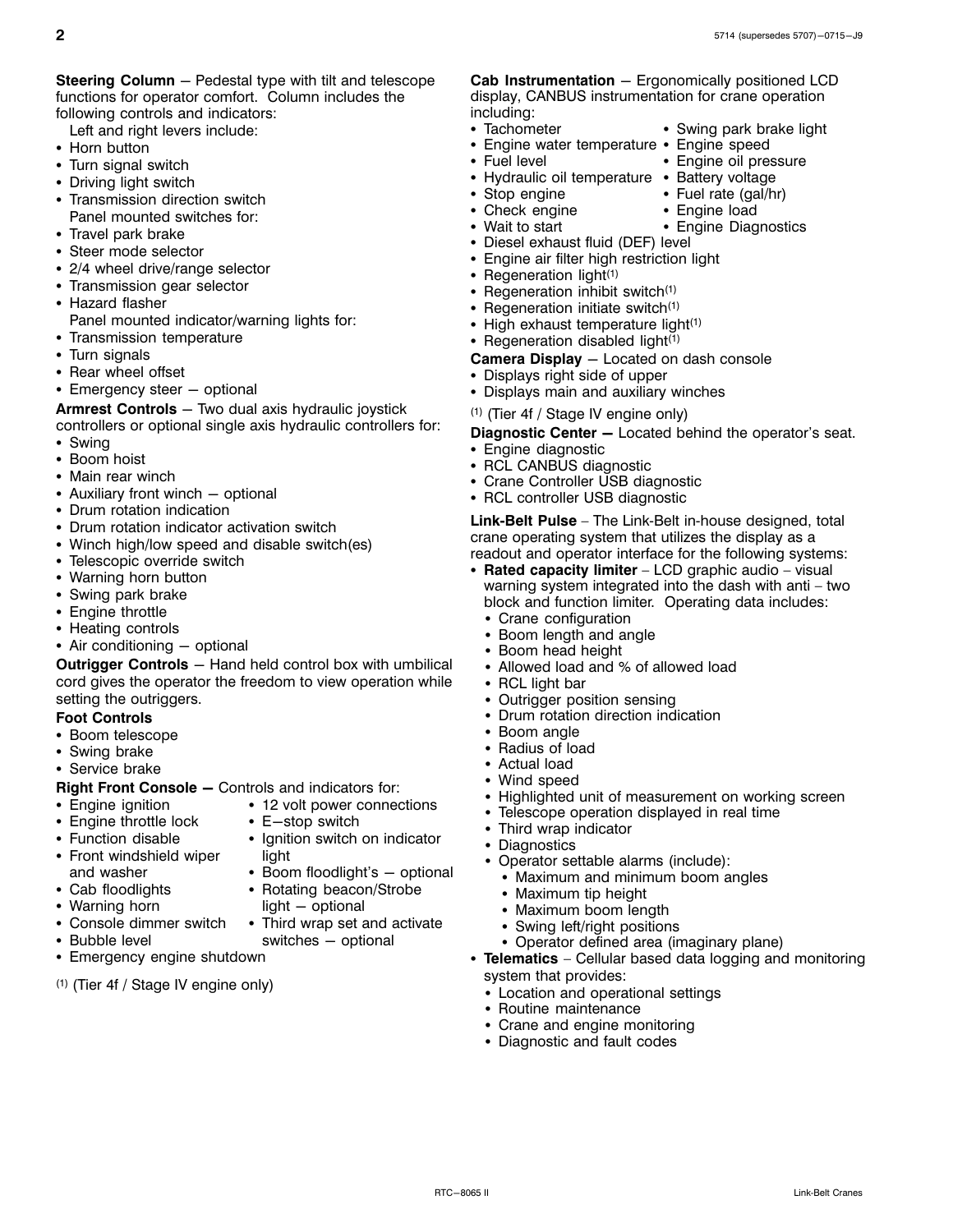**Steering Column** – Pedestal type with tilt and telescope functions for operator comfort. Column includes the following controls and indicators:

Left and right levers include:

- Horn button
- Turn signal switch
- Driving light switch
- Transmission direction switch

Panel mounted switches for:

- Travel park brake
- Steer mode selector
- 2/4 wheel drive/range selector
- Transmission gear selector
- Hazard flasher

Panel mounted indicator/warning lights for:

- Transmission temperature
- Turn signals
- Rear wheel offset
- Emergency steer – optional

**Armrest Controls** – Two dual axis hydraulic joystick controllers or optional single axis hydraulic controllers for:

- Swing
- Boom hoist
- Main rear winch
- Auxiliary front winch – optional
- Drum rotation indication
- Drum rotation indicator activation switch
- Winch high/low speed and disable switch(es)
- Telescopic override switch
- Warning horn button
- Swing park brake
- Engine throttle
- Heating controls
- Air conditioning – optional

**Outrigger Controls** – Hand held control box with umbilical cord gives the operator the freedom to view operation while setting the outriggers.

**Foot Controls**

- Boom telescope
- Swing brake
- Service brake

**Right Front Console –** Controls and indicators for:

- Engine ignition
- Engine throttle lock
- Function disable
- Front windshield wiper and washer
- Cab floodlights
- Warning horn
- Console dimmer switch
- Bubble level
- 12 volt power connections
- E–stop switch
- Ignition switch on indicator light
- Boom floodlight's – optional
- Rotating beacon/Strobe light – optional
- Third wrap set and activate switches – optional
- Emergency engine shutdown

(1) (Tier 4f / Stage IV engine only)

**Cab Instrumentation** – Ergonomically positioned LCD display, CANBUS instrumentation for crane operation including:

- Tachometer
- Engine water temperature
- Fuel level
- Hydraulic oil temperature
- Stop engine
- Check engine
- Wait to start
- Swing park brake light
- Engine speed
- Engine oil pressure
- Battery voltage
- Fuel rate (gal/hr)
- Engine load
- Engine Diagnostics
- Diesel exhaust fluid (DEF) level
- Engine air filter high restriction light
- Regeneration light[(1)]
- Regeneration inhibit switch[(1)]
- Regeneration initiate switch[(1)]
- High exhaust temperature light[(1)]
- Regeneration disabled light[(1)]

**Camera Display** – Located on dash console

- Displays right side of upper
- Displays main and auxiliary winches

(1) (Tier 4f / Stage IV engine only)

**Diagnostic Center –** Located behind the operator's seat.

- Engine diagnostic
- RCL CANBUS diagnostic
- Crane Controller USB diagnostic
- RCL controller USB diagnostic

**Link-Belt Pulse** – The Link-Belt in-house designed, total crane operating system that utilizes the display as a readout and operator interface for the following systems:

- **Rated capacity limiter** – LCD graphic audio – visual warning system integrated into the dash with anti – two block and function limiter. Operating data includes:
  - Crane configuration
  - Boom length and angle
  - Boom head height
  - Allowed load and % of allowed load
  - RCL light bar
  - Outrigger position sensing
  - Drum rotation direction indication
  - Boom angle
  - Radius of load
  - Actual load
  - Wind speed
  - Highlighted unit of measurement on working screen
  - Telescope operation displayed in real time
  - Third wrap indicator
  - Diagnostics
  - Operator settable alarms (include):
    - Maximum and minimum boom angles
    - Maximum tip height
    - Maximum boom length
    - Swing left/right positions
    - Operator defined area (imaginary plane)
- **Telematics** – Cellular based data logging and monitoring system that provides:
  - Location and operational settings
  - Routine maintenance
  - Crane and engine monitoring
  - Diagnostic and fault codes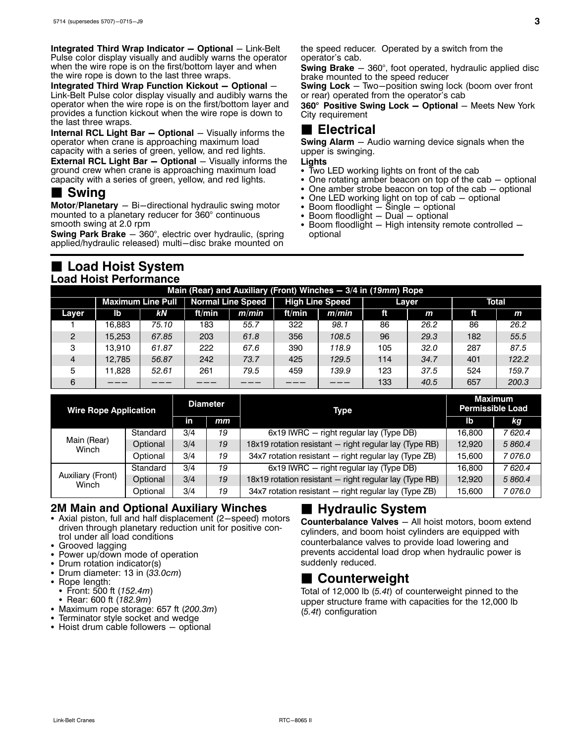**Integrated Third Wrap Indicator — Optional** — Link-Belt Pulse color display visually and audibly warns the operator when the wire rope is on the first/bottom layer and when the wire rope is down to the last three wraps.

**Integrated Third Wrap Function Kickout — Optional** — Link-Belt Pulse color display visually and audibly warns the operator when the wire rope is on the first/bottom layer and provides a function kickout when the wire rope is down to the last three wraps.

**Internal RCL Light Bar — Optional** — Visually informs the operator when crane is approaching maximum load capacity with a series of green, yellow, and red lights.

**External RCL Light Bar — Optional** — Visually informs the ground crew when crane is approaching maximum load capacity with a series of green, yellow, and red lights.

## Swing

**Motor/Planetary** — Bi-directional hydraulic swing motor mounted to a planetary reducer for 360° continuous smooth swing at 2.0 rpm

**Swing Park Brake** — 360°, electric over hydraulic, (spring applied/hydraulic released) multi-disc brake mounted on the speed reducer. Operated by a switch from the operator's cab.

**Swing Brake** — 360°, foot operated, hydraulic applied disc brake mounted to the speed reducer

**Swing Lock** — Two-position swing lock (boom over front or rear) operated from the operator's cab

**360° Positive Swing Lock — Optional** — Meets New York City requirement

## Electrical

**Swing Alarm** — Audio warning device signals when the upper is swinging.

**Lights**
- Two LED working lights on front of the cab
- One rotating amber beacon on top of the cab — optional
- One amber strobe beacon on top of the cab — optional
- One LED working light on top of cab — optional
- Boom floodlight — Single — optional
- Boom floodlight — Dual — optional
- Boom floodlight — High intensity remote controlled — optional

## Load Hoist System

### Load Hoist Performance

| Main (Rear) and Auxiliary (Front) Winches — 3/4 in (*19mm*) Rope | | | | | | | | | | |
|---|---|---|---|---|---|---|---|---|---|---|
| | Maximum Line Pull | | Normal Line Speed | | High Line Speed | | Layer | | Total | |
| Layer | lb | *kN* | ft/min | *m/min* | ft/min | *m/min* | ft | *m* | ft | *m* |
| 1 | 16,883 | *75.10* | 183 | *55.7* | 322 | *98.1* | 86 | *26.2* | 86 | *26.2* |
| 2 | 15,253 | *67.85* | 203 | *61.8* | 356 | *108.5* | 96 | *29.3* | 182 | *55.5* |
| 3 | 13,910 | *61.87* | 222 | *67.6* | 390 | *118.9* | 105 | *32.0* | 287 | *87.5* |
| 4 | 12,785 | *56.87* | 242 | *73.7* | 425 | *129.5* | 114 | *34.7* | 401 | *122.2* |
| 5 | 11,828 | *52.61* | 261 | *79.5* | 459 | *139.9* | 123 | *37.5* | 524 | *159.7* |
| 6 | ——— | ——— | ——— | ——— | ——— | ——— | 133 | *40.5* | 657 | *200.3* |

| Wire Rope Application | | Diameter | | Type | Maximum Permissible Load | |
|---|---|---|---|---|---|---|
| | | in | *mm* | | lb | *kg* |
| Main (Rear) Winch | Standard | 3/4 | *19* | 6x19 IWRC — right regular lay (Type DB) | 16,800 | *7 620.4* |
| | Optional | 3/4 | *19* | 18x19 rotation resistant — right regular lay (Type RB) | 12,920 | *5 860.4* |
| | Optional | 3/4 | *19* | 34x7 rotation resistant — right regular lay (Type ZB) | 15,600 | *7 076.0* |
| Auxiliary (Front) Winch | Standard | 3/4 | *19* | 6x19 IWRC — right regular lay (Type DB) | 16,800 | *7 620.4* |
| | Optional | 3/4 | *19* | 18x19 rotation resistant — right regular lay (Type RB) | 12,920 | *5 860.4* |
| | Optional | 3/4 | *19* | 34x7 rotation resistant — right regular lay (Type ZB) | 15,600 | *7 076.0* |

### 2M Main and Optional Auxiliary Winches

- Axial piston, full and half displacement (2-speed) motors driven through planetary reduction unit for positive control under all load conditions
- Grooved lagging
- Power up/down mode of operation
- Drum rotation indicator(s)
- Drum diameter: 13 in (*33.0cm*)
- Rope length:
  - Front: 500 ft (*152.4m*)
  - Rear: 600 ft (*182.9m*)
- Maximum rope storage: 657 ft (*200.3m*)
- Terminator style socket and wedge
- Hoist drum cable followers — optional

## Hydraulic System

**Counterbalance Valves** — All hoist motors, boom extend cylinders, and boom hoist cylinders are equipped with counterbalance valves to provide load lowering and prevents accidental load drop when hydraulic power is suddenly reduced.

## Counterweight

Total of 12,000 lb (*5.4t*) of counterweight pinned to the upper structure frame with capacities for the 12,000 lb (*5.4t*) configuration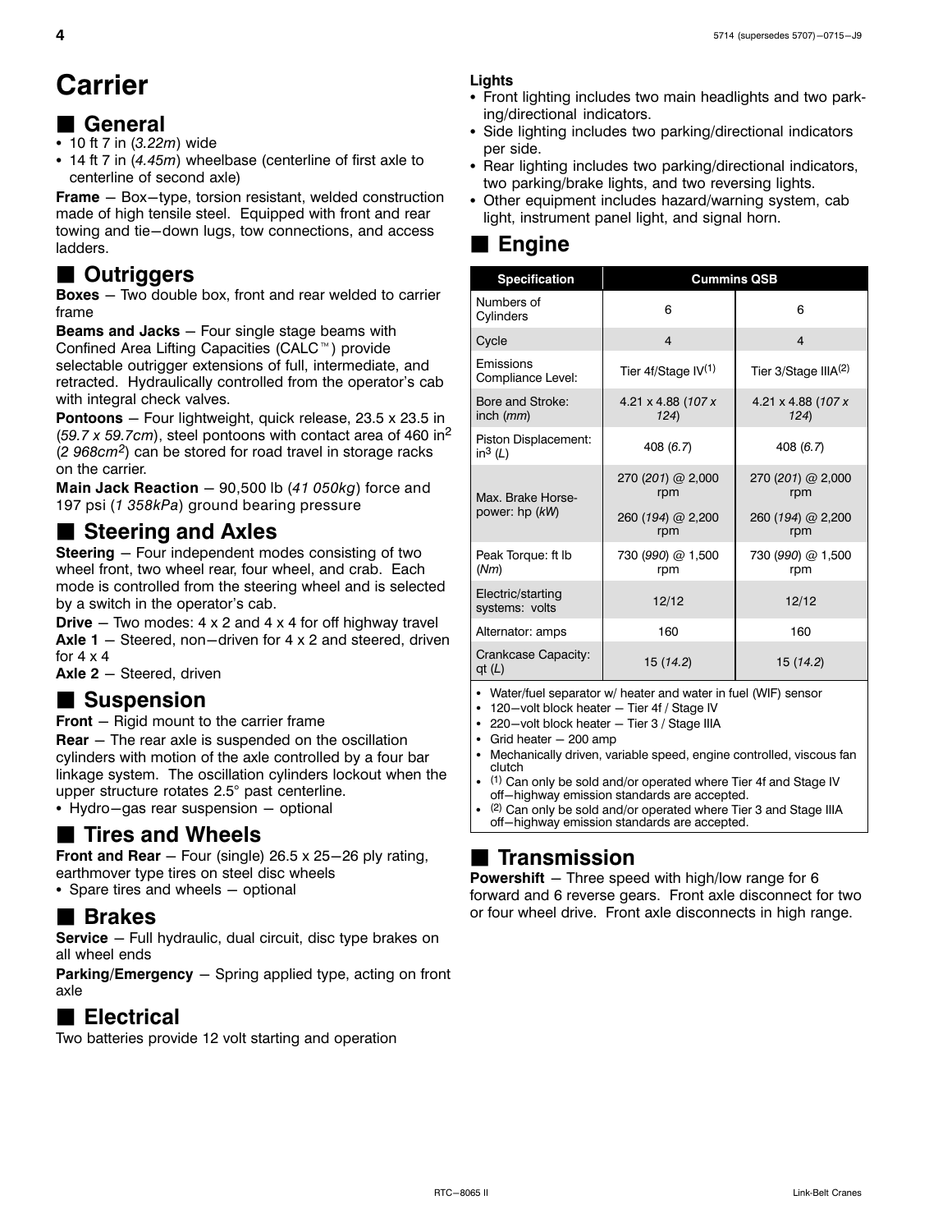# Carrier

## General

- 10 ft 7 in (*3.22m*) wide
- 14 ft 7 in (*4.45m*) wheelbase (centerline of first axle to centerline of second axle)

**Frame** – Box–type, torsion resistant, welded construction made of high tensile steel. Equipped with front and rear towing and tie–down lugs, tow connections, and access ladders.

## Outriggers

**Boxes** – Two double box, front and rear welded to carrier frame

**Beams and Jacks** – Four single stage beams with Confined Area Lifting Capacities (CALC™) provide selectable outrigger extensions of full, intermediate, and retracted. Hydraulically controlled from the operator's cab with integral check valves.

**Pontoons** – Four lightweight, quick release, 23.5 x 23.5 in (*59.7 x 59.7cm*), steel pontoons with contact area of 460 in$^2$ (*2 968cm$^2$*) can be stored for road travel in storage racks on the carrier.

**Main Jack Reaction** – 90,500 lb (*41 050kg*) force and 197 psi (*1 358kPa*) ground bearing pressure

## Steering and Axles

**Steering** – Four independent modes consisting of two wheel front, two wheel rear, four wheel, and crab. Each mode is controlled from the steering wheel and is selected by a switch in the operator's cab.

**Drive** – Two modes: 4 x 2 and 4 x 4 for off highway travel

**Axle 1** – Steered, non–driven for 4 x 2 and steered, driven for 4 x 4

**Axle 2** – Steered, driven

## Suspension

**Front** – Rigid mount to the carrier frame

**Rear** – The rear axle is suspended on the oscillation cylinders with motion of the axle controlled by a four bar linkage system. The oscillation cylinders lockout when the upper structure rotates 2.5° past centerline.

- Hydro–gas rear suspension – optional

## Tires and Wheels

**Front and Rear** – Four (single) 26.5 x 25–26 ply rating, earthmover type tires on steel disc wheels

- Spare tires and wheels – optional

## Brakes

**Service** – Full hydraulic, dual circuit, disc type brakes on all wheel ends

**Parking/Emergency** – Spring applied type, acting on front axle

## Electrical

Two batteries provide 12 volt starting and operation

**Lights**

- Front lighting includes two main headlights and two parking/directional indicators.
- Side lighting includes two parking/directional indicators per side.
- Rear lighting includes two parking/directional indicators, two parking/brake lights, and two reversing lights.
- Other equipment includes hazard/warning system, cab light, instrument panel light, and signal horn.

## Engine

| Specification | Cummins QSB | |
|---|---|---|
| Numbers of Cylinders | 6 | 6 |
| Cycle | 4 | 4 |
| Emissions Compliance Level: | Tier 4f/Stage IV[(1)] | Tier 3/Stage IIIA[(2)] |
| Bore and Stroke: inch (*mm*) | 4.21 x 4.88 (*107 x 124*) | 4.21 x 4.88 (*107 x 124*) |
| Piston Displacement: in$^3$ (*L*) | 408 (*6.7*) | 408 (*6.7*) |
| Max. Brake Horsepower: hp (*kW*) | 270 (*201*) @ 2,000 rpm<br>260 (*194*) @ 2,200 rpm | 270 (*201*) @ 2,000 rpm<br>260 (*194*) @ 2,200 rpm |
| Peak Torque: ft lb (*Nm*) | 730 (*990*) @ 1,500 rpm | 730 (*990*) @ 1,500 rpm |
| Electric/starting systems: volts | 12/12 | 12/12 |
| Alternator: amps | 160 | 160 |
| Crankcase Capacity: qt (*L*) | 15 (*14.2*) | 15 (*14.2*) |

- Water/fuel separator w/ heater and water in fuel (WIF) sensor
- 120–volt block heater – Tier 4f / Stage IV
- 220–volt block heater – Tier 3 / Stage IIIA
- Grid heater – 200 amp
- Mechanically driven, variable speed, engine controlled, viscous fan clutch
- (1) Can only be sold and/or operated where Tier 4f and Stage IV off–highway emission standards are accepted.
- (2) Can only be sold and/or operated where Tier 3 and Stage IIIA off–highway emission standards are accepted.

## Transmission

**Powershift** – Three speed with high/low range for 6 forward and 6 reverse gears. Front axle disconnect for two or four wheel drive. Front axle disconnects in high range.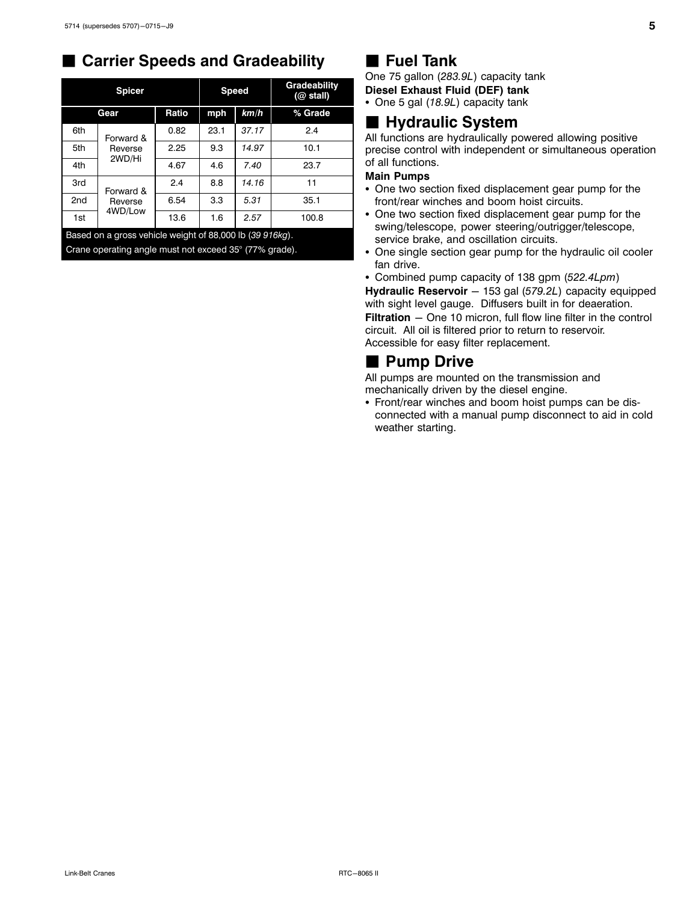## Carrier Speeds and Gradeability

| Spicer | | | Speed | | Gradeability (@ stall) |
|---|---|---|---|---|---|
| Gear | | Ratio | mph | *km/h* | % Grade |
| 6th | Forward & Reverse 2WD/Hi | 0.82 | 23.1 | *37.17* | 2.4 |
| 5th | | 2.25 | 9.3 | *14.97* | 10.1 |
| 4th | | 4.67 | 4.6 | *7.40* | 23.7 |
| 3rd | Forward & Reverse 4WD/Low | 2.4 | 8.8 | *14.16* | 11 |
| 2nd | | 6.54 | 3.3 | *5.31* | 35.1 |
| 1st | | 13.6 | 1.6 | *2.57* | 100.8 |

Based on a gross vehicle weight of 88,000 lb (*39 916kg*).
Crane operating angle must not exceed 35° (77% grade).

## Fuel Tank

One 75 gallon (*283.9L*) capacity tank

**Diesel Exhaust Fluid (DEF) tank**

- One 5 gal (*18.9L*) capacity tank

## Hydraulic System

All functions are hydraulically powered allowing positive precise control with independent or simultaneous operation of all functions.

**Main Pumps**

- One two section fixed displacement gear pump for the front/rear winches and boom hoist circuits.
- One two section fixed displacement gear pump for the swing/telescope, power steering/outrigger/telescope, service brake, and oscillation circuits.
- One single section gear pump for the hydraulic oil cooler fan drive.
- Combined pump capacity of 138 gpm (*522.4Lpm*)

**Hydraulic Reservoir** — 153 gal (*579.2L*) capacity equipped with sight level gauge. Diffusers built in for deaeration.

**Filtration** — One 10 micron, full flow line filter in the control circuit. All oil is filtered prior to return to reservoir. Accessible for easy filter replacement.

## Pump Drive

All pumps are mounted on the transmission and mechanically driven by the diesel engine.

- Front/rear winches and boom hoist pumps can be disconnected with a manual pump disconnect to aid in cold weather starting.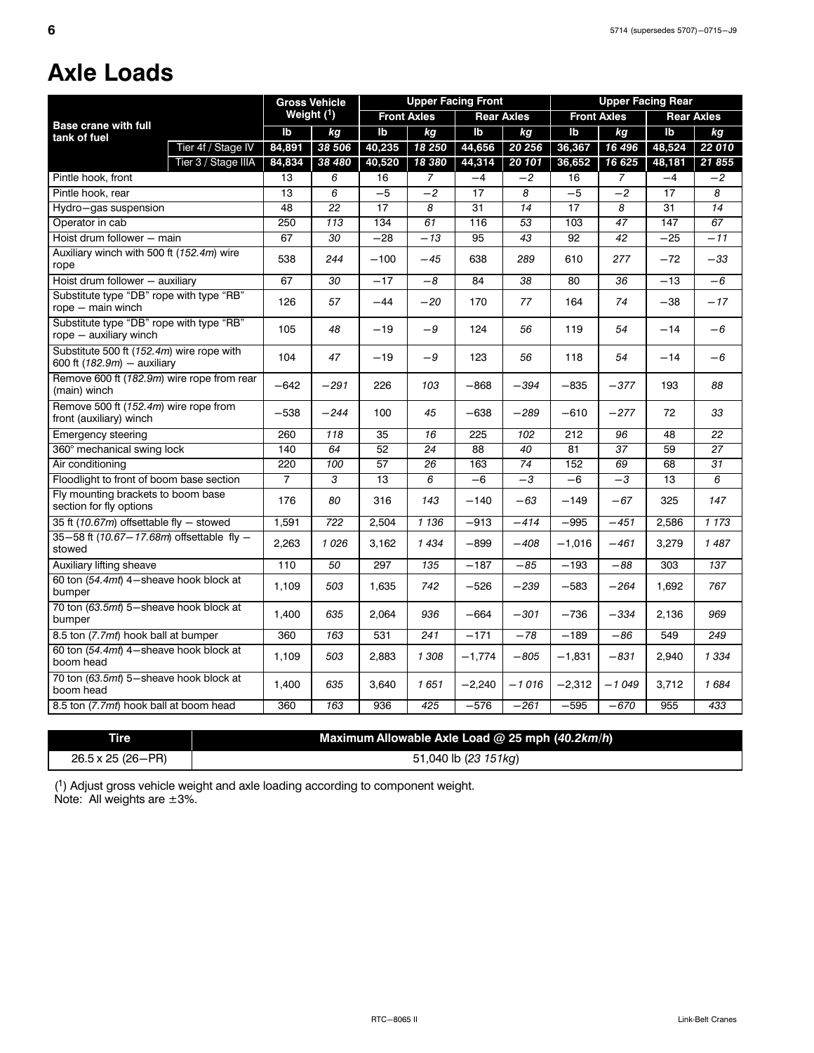# Axle Loads

| Base crane with full tank of fuel | | Gross Vehicle Weight (1) | | Upper Facing Front | | | | Upper Facing Rear | | | |
|---|---|---|---|---|---|---|---|---|---|---|---|
| | | | | Front Axles | | Rear Axles | | Front Axles | | Rear Axles | |
| | | lb | *kg* | lb | *kg* | lb | *kg* | lb | *kg* | lb | *kg* |
| | Tier 4f / Stage IV | 84,891 | *38 506* | 40,235 | *18 250* | 44,656 | *20 256* | 36,367 | *16 496* | 48,524 | *22 010* |
| | Tier 3 / Stage IIIA | 84,834 | *38 480* | 40,520 | *18 380* | 44,314 | *20 101* | 36,652 | *16 625* | 48,181 | *21 855* |
| Pintle hook, front | | 13 | *6* | 16 | *7* | −4 | *−2* | 16 | *7* | −4 | *−2* |
| Pintle hook, rear | | 13 | *6* | −5 | *−2* | 17 | *8* | −5 | *−2* | 17 | *8* |
| Hydro−gas suspension | | 48 | *22* | 17 | *8* | 31 | *14* | 17 | *8* | 31 | *14* |
| Operator in cab | | 250 | *113* | 134 | *61* | 116 | *53* | 103 | *47* | 147 | *67* |
| Hoist drum follower − main | | 67 | *30* | −28 | *−13* | 95 | *43* | 92 | *42* | −25 | *−11* |
| Auxiliary winch with 500 ft (*152.4m*) wire rope | | 538 | *244* | −100 | *−45* | 638 | *289* | 610 | *277* | −72 | *−33* |
| Hoist drum follower − auxiliary | | 67 | *30* | −17 | *−8* | 84 | *38* | 80 | *36* | −13 | *−6* |
| Substitute type "DB" rope with type "RB" rope − main winch | | 126 | *57* | −44 | *−20* | 170 | *77* | 164 | *74* | −38 | *−17* |
| Substitute type "DB" rope with type "RB" rope − auxiliary winch | | 105 | *48* | −19 | *−9* | 124 | *56* | 119 | *54* | −14 | *−6* |
| Substitute 500 ft (*152.4m*) wire rope with 600 ft (*182.9m*) − auxiliary | | 104 | *47* | −19 | *−9* | 123 | *56* | 118 | *54* | −14 | *−6* |
| Remove 600 ft (*182.9m*) wire rope from rear (main) winch | | −642 | *−291* | 226 | *103* | −868 | *−394* | −835 | *−377* | 193 | *88* |
| Remove 500 ft (*152.4m*) wire rope from front (auxiliary) winch | | −538 | *−244* | 100 | *45* | −638 | *−289* | −610 | *−277* | 72 | *33* |
| Emergency steering | | 260 | *118* | 35 | *16* | 225 | *102* | 212 | *96* | 48 | *22* |
| 360° mechanical swing lock | | 140 | *64* | 52 | *24* | 88 | *40* | 81 | *37* | 59 | *27* |
| Air conditioning | | 220 | *100* | 57 | *26* | 163 | *74* | 152 | *69* | 68 | *31* |
| Floodlight to front of boom base section | | 7 | *3* | 13 | *6* | −6 | *−3* | −6 | *−3* | 13 | *6* |
| Fly mounting brackets to boom base section for fly options | | 176 | *80* | 316 | *143* | −140 | *−63* | −149 | *−67* | 325 | *147* |
| 35 ft (*10.67m*) offsettable fly − stowed | | 1,591 | *722* | 2,504 | *1 136* | −913 | *−414* | −995 | *−451* | 2,586 | *1 173* |
| 35−58 ft (*10.67−17.68m*) offsettable fly − stowed | | 2,263 | *1 026* | 3,162 | *1 434* | −899 | *−408* | −1,016 | *−461* | 3,279 | *1 487* |
| Auxiliary lifting sheave | | 110 | *50* | 297 | *135* | −187 | *−85* | −193 | *−88* | 303 | *137* |
| 60 ton (*54.4mt*) 4−sheave hook block at bumper | | 1,109 | *503* | 1,635 | *742* | −526 | *−239* | −583 | *−264* | 1,692 | *767* |
| 70 ton (*63.5mt*) 5−sheave hook block at bumper | | 1,400 | *635* | 2,064 | *936* | −664 | *−301* | −736 | *−334* | 2,136 | *969* |
| 8.5 ton (*7.7mt*) hook ball at bumper | | 360 | *163* | 531 | *241* | −171 | *−78* | −189 | *−86* | 549 | *249* |
| 60 ton (*54.4mt*) 4−sheave hook block at boom head | | 1,109 | *503* | 2,883 | *1 308* | −1,774 | *−805* | −1,831 | *−831* | 2,940 | *1 334* |
| 70 ton (*63.5mt*) 5−sheave hook block at boom head | | 1,400 | *635* | 3,640 | *1 651* | −2,240 | *−1 016* | −2,312 | *−1 049* | 3,712 | *1 684* |
| 8.5 ton (*7.7mt*) hook ball at boom head | | 360 | *163* | 936 | *425* | −576 | *−261* | −595 | *−670* | 955 | *433* |

| Tire | Maximum Allowable Axle Load @ 25 mph (*40.2km/h*) |
|---|---|
| 26.5 x 25 (26−PR) | 51,040 lb (*23 151kg*) |

(1) Adjust gross vehicle weight and axle loading according to component weight.
Note: All weights are ±3%.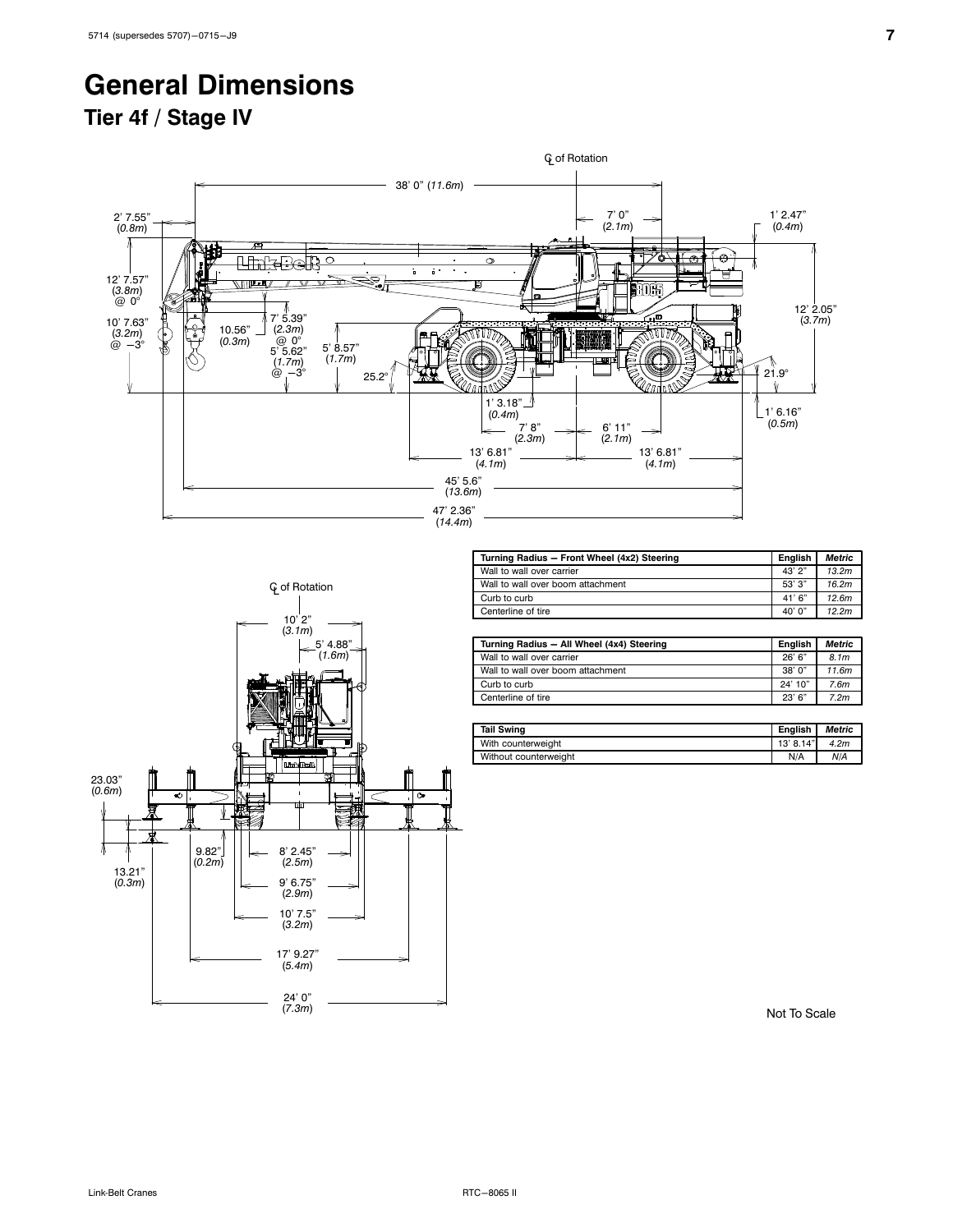# General Dimensions

## Tier 4f / Stage IV

| Turning Radius — Front Wheel (4x2) Steering | English | *Metric* |
|---|---|---|
| Wall to wall over carrier | 43' 2" | *13.2m* |
| Wall to wall over boom attachment | 53' 3" | *16.2m* |
| Curb to curb | 41' 6" | *12.6m* |
| Centerline of tire | 40' 0" | *12.2m* |

| Turning Radius — All Wheel (4x4) Steering | English | *Metric* |
|---|---|---|
| Wall to wall over carrier | 26' 6" | *8.1m* |
| Wall to wall over boom attachment | 38' 0" | *11.6m* |
| Curb to curb | 24' 10" | *7.6m* |
| Centerline of tire | 23' 6" | *7.2m* |

| Tail Swing | English | *Metric* |
|---|---|---|
| With counterweight | 13' 8.14" | *4.2m* |
| Without counterweight | N/A | *N/A* |

Not To Scale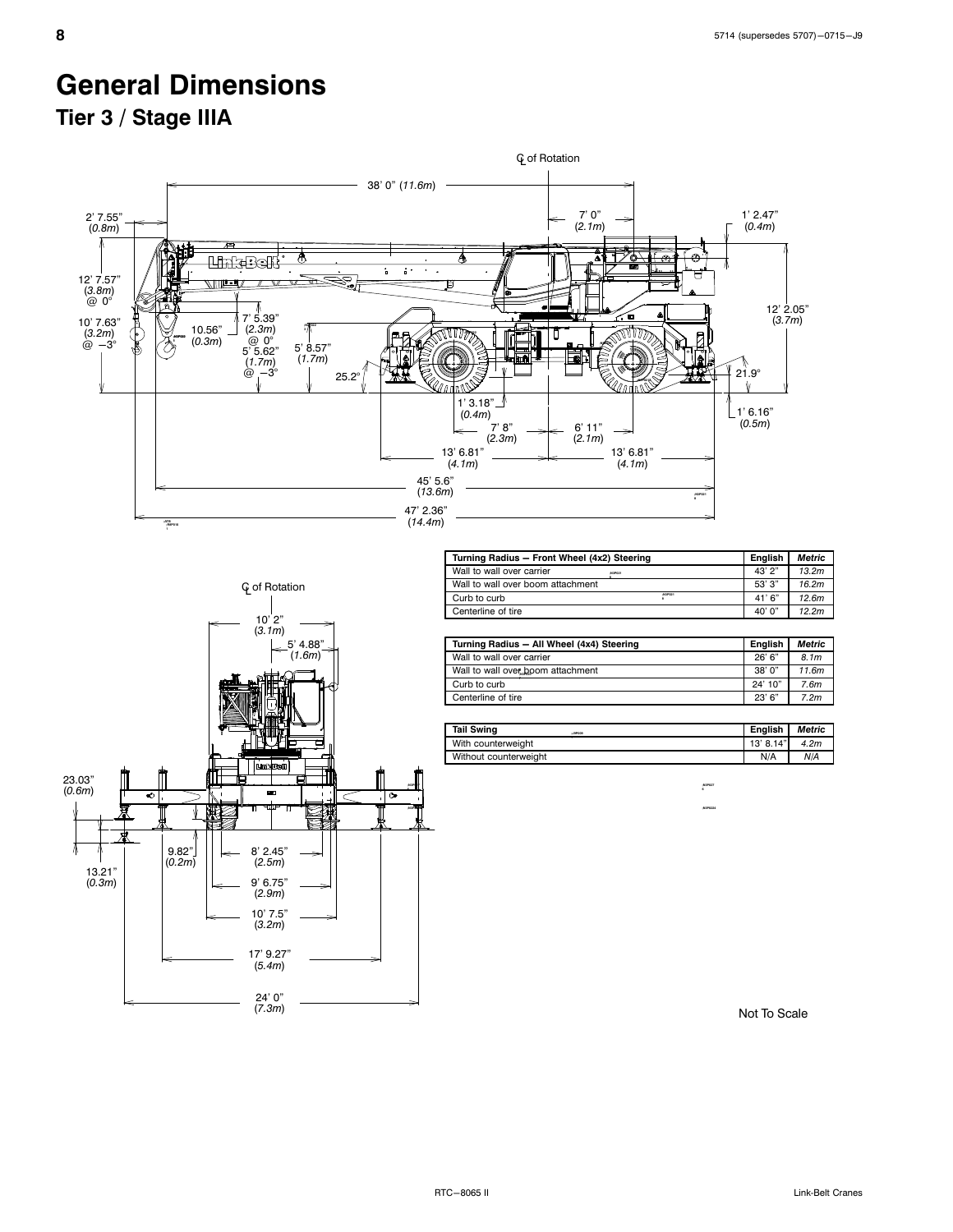# General Dimensions

## Tier 3 / Stage IIIA

| Turning Radius — Front Wheel (4x2) Steering | English | Metric |
|---|---|---|
| Wall to wall over carrier | 43' 2" | *13.2m* |
| Wall to wall over boom attachment | 53' 3" | *16.2m* |
| Curb to curb | 41' 6" | *12.6m* |
| Centerline of tire | 40' 0" | *12.2m* |

| Turning Radius — All Wheel (4x4) Steering | English | Metric |
|---|---|---|
| Wall to wall over carrier | 26' 6" | *8.1m* |
| Wall to wall over boom attachment | 38' 0" | *11.6m* |
| Curb to curb | 24' 10" | *7.6m* |
| Centerline of tire | 23' 6" | *7.2m* |

| Tail Swing | English | Metric |
|---|---|---|
| With counterweight | 13' 8.14" | *4.2m* |
| Without counterweight | N/A | *N/A* |

Not To Scale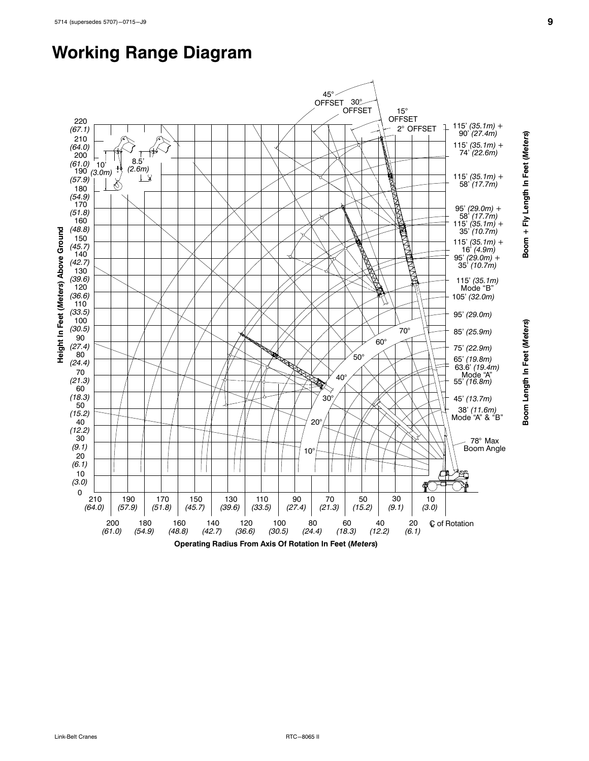# Working Range Diagram

Height In Feet (*Meters*) Above Ground

Operating Radius From Axis Of Rotation In Feet (*Meters*)

Boom + Fly Length In Feet (*Meters*)

Boom Length In Feet (*Meters*)

45° OFFSET — 30° OFFSET — 15° OFFSET — 2° OFFSET

115' (*35.1m*) + 90' (*27.4m*)
115' (*35.1m*) + 74' (*22.6m*)
115' (*35.1m*) + 58' (*17.7m*)
95' (*29.0m*) + 58' (*17.7m*)
115' (*35.1m*) + 35' (*10.7m*)
115' (*35.1m*) + 16' (*4.9m*)
95' (*29.0m*) + 35' (*10.7m*)

115' (*35.1m*) Mode "B"
105' (*32.0m*)
95' (*29.0m*)
85' (*25.9m*)
75' (*22.9m*)
65' (*19.8m*)
63.6' (*19.4m*) Mode "A"
55' (*16.8m*)
45' (*13.7m*)
38' (*11.6m*) Mode "A" & "B"

78° Max Boom Angle

10' (*3.0m*)
8.5' (*2.6m*)

℄ of Rotation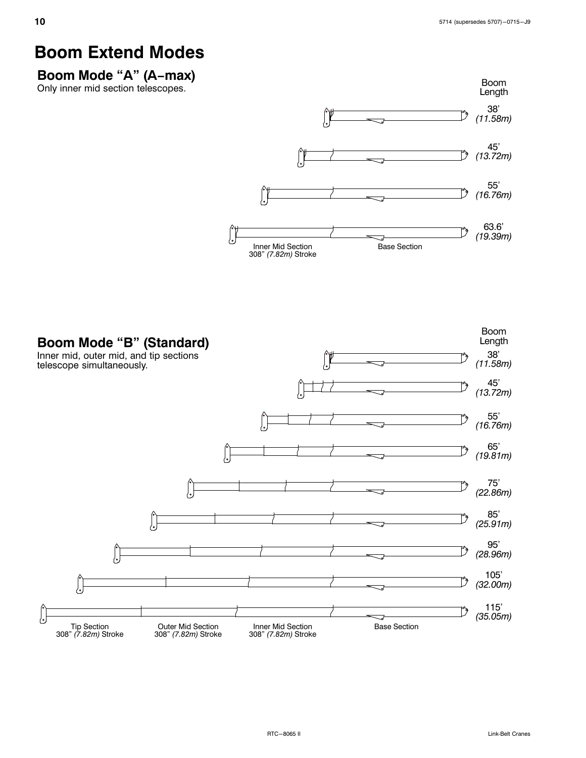# Boom Extend Modes

## Boom Mode "A" (A−max)

Only inner mid section telescopes.

Boom Length

38' *(11.58m)*

45' *(13.72m)*

55' *(16.76m)*

63.6' *(19.39m)*

Inner Mid Section 308" *(7.82m)* Stroke

Base Section

## Boom Mode "B" (Standard)

Inner mid, outer mid, and tip sections telescope simultaneously.

Boom Length

38' *(11.58m)*

45' *(13.72m)*

55' *(16.76m)*

65' *(19.81m)*

75' *(22.86m)*

85' *(25.91m)*

95' *(28.96m)*

105' *(32.00m)*

115' *(35.05m)*

Tip Section 308" *(7.82m)* Stroke

Outer Mid Section 308" *(7.82m)* Stroke

Inner Mid Section 308" *(7.82m)* Stroke

Base Section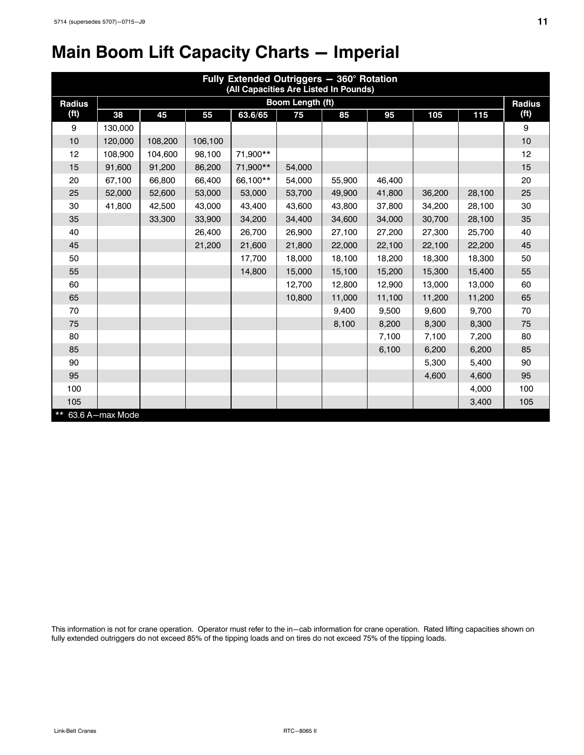# Main Boom Lift Capacity Charts — Imperial

| Fully Extended Outriggers — 360° Rotation (All Capacities Are Listed In Pounds) | | | | | | | | | | |
|---|---|---|---|---|---|---|---|---|---|---|
| Radius (ft) | Boom Length (ft) | | | | | | | | | Radius (ft) |
| | 38 | 45 | 55 | 63.6/65 | 75 | 85 | 95 | 105 | 115 | |
| 9 | 130,000 | | | | | | | | | 9 |
| 10 | 120,000 | 108,200 | 106,100 | | | | | | | 10 |
| 12 | 108,900 | 104,600 | 98,100 | 71,900** | | | | | | 12 |
| 15 | 91,600 | 91,200 | 86,200 | 71,900** | 54,000 | | | | | 15 |
| 20 | 67,100 | 66,800 | 66,400 | 66,100** | 54,000 | 55,900 | 46,400 | | | 20 |
| 25 | 52,000 | 52,600 | 53,000 | 53,000 | 53,700 | 49,900 | 41,800 | 36,200 | 28,100 | 25 |
| 30 | 41,800 | 42,500 | 43,000 | 43,400 | 43,600 | 43,800 | 37,800 | 34,200 | 28,100 | 30 |
| 35 | | 33,300 | 33,900 | 34,200 | 34,400 | 34,600 | 34,000 | 30,700 | 28,100 | 35 |
| 40 | | | 26,400 | 26,700 | 26,900 | 27,100 | 27,200 | 27,300 | 25,700 | 40 |
| 45 | | | 21,200 | 21,600 | 21,800 | 22,000 | 22,100 | 22,100 | 22,200 | 45 |
| 50 | | | | 17,700 | 18,000 | 18,100 | 18,200 | 18,300 | 18,300 | 50 |
| 55 | | | | 14,800 | 15,000 | 15,100 | 15,200 | 15,300 | 15,400 | 55 |
| 60 | | | | | 12,700 | 12,800 | 12,900 | 13,000 | 13,000 | 60 |
| 65 | | | | | 10,800 | 11,000 | 11,100 | 11,200 | 11,200 | 65 |
| 70 | | | | | | 9,400 | 9,500 | 9,600 | 9,700 | 70 |
| 75 | | | | | | 8,100 | 8,200 | 8,300 | 8,300 | 75 |
| 80 | | | | | | | 7,100 | 7,100 | 7,200 | 80 |
| 85 | | | | | | | 6,100 | 6,200 | 6,200 | 85 |
| 90 | | | | | | | | 5,300 | 5,400 | 90 |
| 95 | | | | | | | | 4,600 | 4,600 | 95 |
| 100 | | | | | | | | | 4,000 | 100 |
| 105 | | | | | | | | | 3,400 | 105 |

** 63.6 A—max Mode

This information is not for crane operation. Operator must refer to the in—cab information for crane operation. Rated lifting capacities shown on fully extended outriggers do not exceed 85% of the tipping loads and on tires do not exceed 75% of the tipping loads.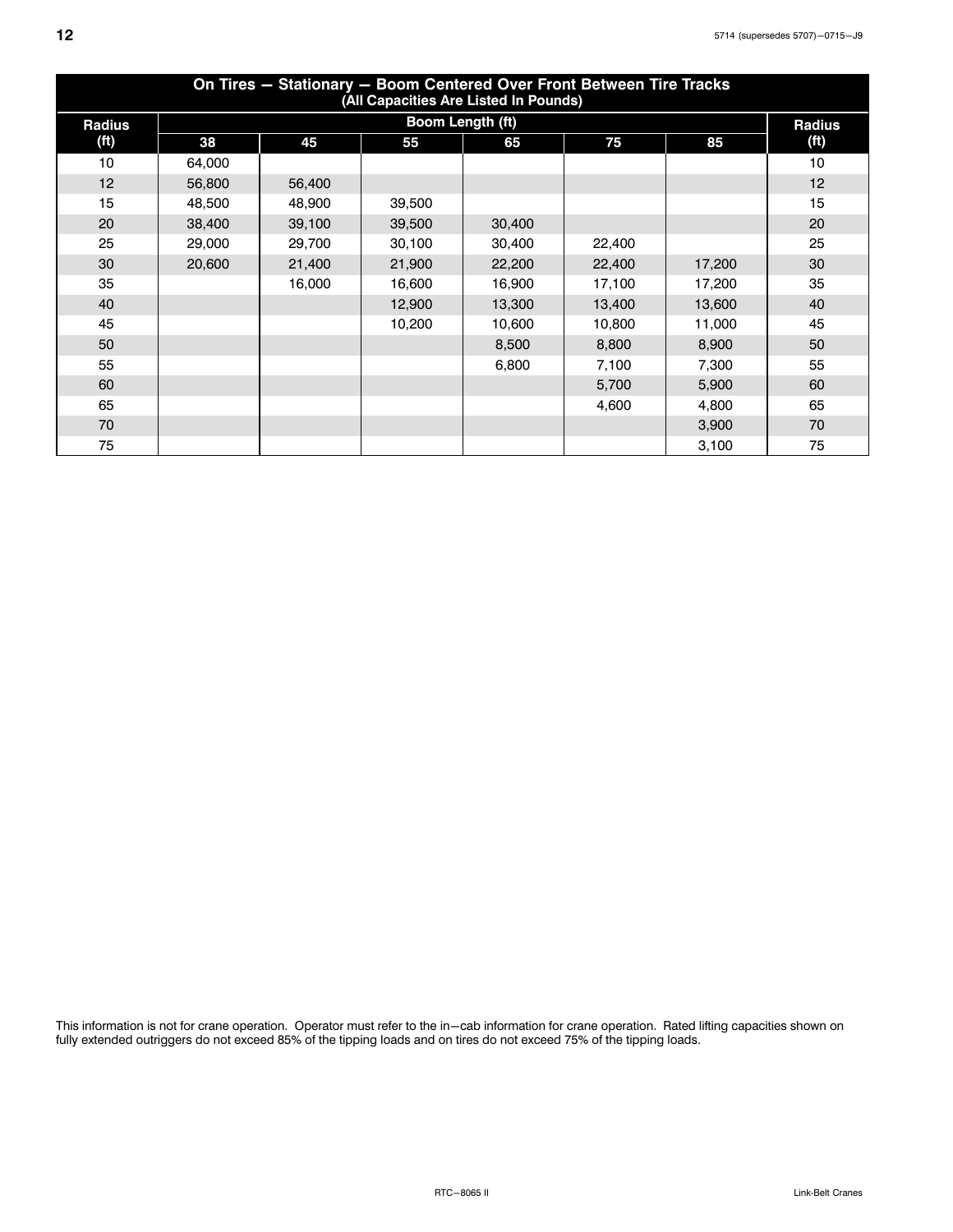## On Tires — Stationary — Boom Centered Over Front Between Tire Tracks

(All Capacities Are Listed In Pounds)

| Radius (ft) | Boom Length (ft) | | | | | | Radius (ft) |
|---|---|---|---|---|---|---|---|
| | 38 | 45 | 55 | 65 | 75 | 85 | |
| 10 | 64,000 | | | | | | 10 |
| 12 | 56,800 | 56,400 | | | | | 12 |
| 15 | 48,500 | 48,900 | 39,500 | | | | 15 |
| 20 | 38,400 | 39,100 | 39,500 | 30,400 | | | 20 |
| 25 | 29,000 | 29,700 | 30,100 | 30,400 | 22,400 | | 25 |
| 30 | 20,600 | 21,400 | 21,900 | 22,200 | 22,400 | 17,200 | 30 |
| 35 | | 16,000 | 16,600 | 16,900 | 17,100 | 17,200 | 35 |
| 40 | | | 12,900 | 13,300 | 13,400 | 13,600 | 40 |
| 45 | | | 10,200 | 10,600 | 10,800 | 11,000 | 45 |
| 50 | | | | 8,500 | 8,800 | 8,900 | 50 |
| 55 | | | | 6,800 | 7,100 | 7,300 | 55 |
| 60 | | | | | 5,700 | 5,900 | 60 |
| 65 | | | | | 4,600 | 4,800 | 65 |
| 70 | | | | | | 3,900 | 70 |
| 75 | | | | | | 3,100 | 75 |

This information is not for crane operation. Operator must refer to the in−cab information for crane operation. Rated lifting capacities shown on fully extended outriggers do not exceed 85% of the tipping loads and on tires do not exceed 75% of the tipping loads.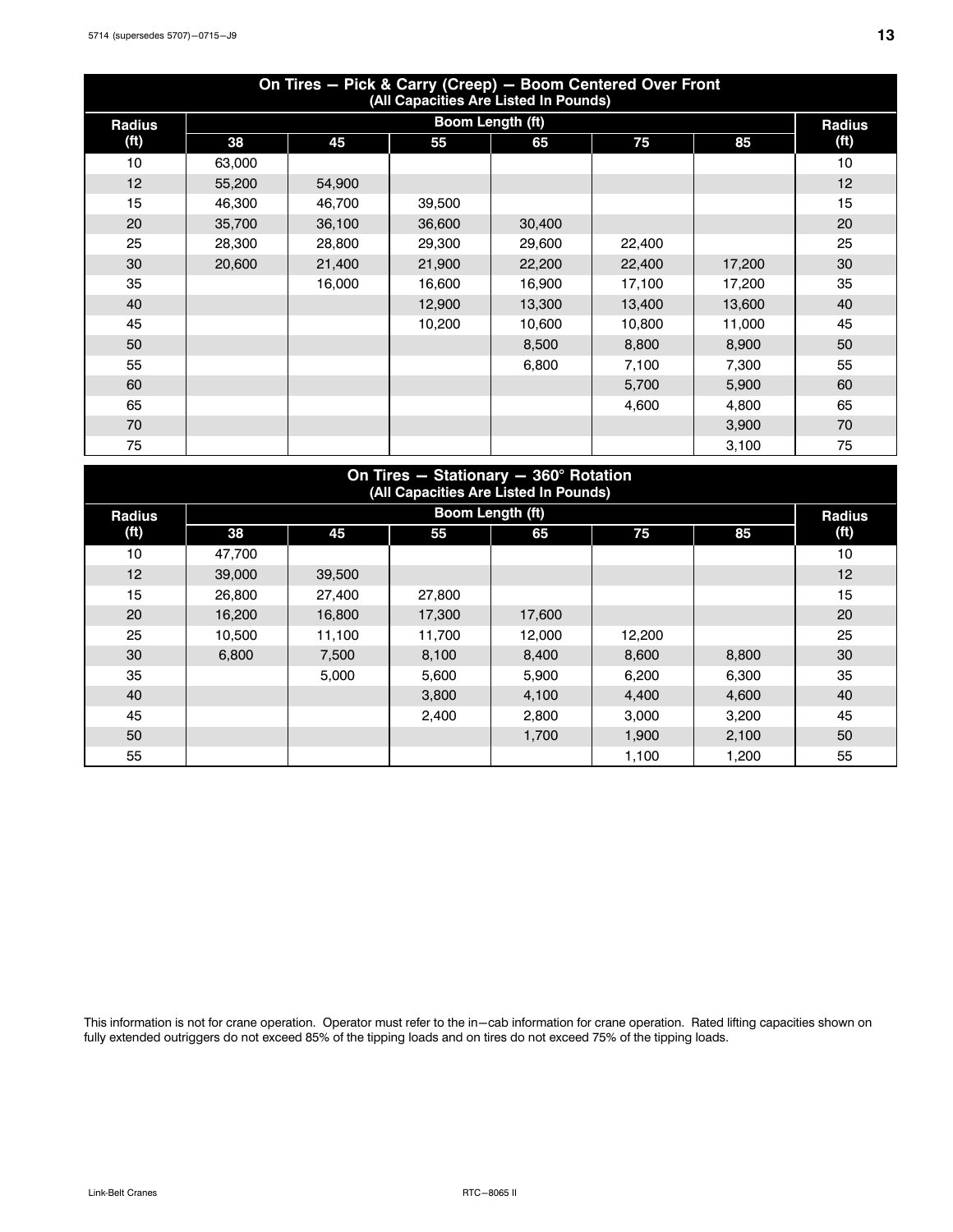## On Tires — Pick & Carry (Creep) — Boom Centered Over Front
(All Capacities Are Listed In Pounds)

| Radius (ft) | Boom Length (ft) | | | | | | Radius (ft) |
|---|---|---|---|---|---|---|---|
| | 38 | 45 | 55 | 65 | 75 | 85 | |
| 10 | 63,000 | | | | | | 10 |
| 12 | 55,200 | 54,900 | | | | | 12 |
| 15 | 46,300 | 46,700 | 39,500 | | | | 15 |
| 20 | 35,700 | 36,100 | 36,600 | 30,400 | | | 20 |
| 25 | 28,300 | 28,800 | 29,300 | 29,600 | 22,400 | | 25 |
| 30 | 20,600 | 21,400 | 21,900 | 22,200 | 22,400 | 17,200 | 30 |
| 35 | | 16,000 | 16,600 | 16,900 | 17,100 | 17,200 | 35 |
| 40 | | | 12,900 | 13,300 | 13,400 | 13,600 | 40 |
| 45 | | | 10,200 | 10,600 | 10,800 | 11,000 | 45 |
| 50 | | | | 8,500 | 8,800 | 8,900 | 50 |
| 55 | | | | 6,800 | 7,100 | 7,300 | 55 |
| 60 | | | | | 5,700 | 5,900 | 60 |
| 65 | | | | | 4,600 | 4,800 | 65 |
| 70 | | | | | | 3,900 | 70 |
| 75 | | | | | | 3,100 | 75 |

## On Tires — Stationary — 360° Rotation
(All Capacities Are Listed In Pounds)

| Radius (ft) | Boom Length (ft) | | | | | | Radius (ft) |
|---|---|---|---|---|---|---|---|
| | 38 | 45 | 55 | 65 | 75 | 85 | |
| 10 | 47,700 | | | | | | 10 |
| 12 | 39,000 | 39,500 | | | | | 12 |
| 15 | 26,800 | 27,400 | 27,800 | | | | 15 |
| 20 | 16,200 | 16,800 | 17,300 | 17,600 | | | 20 |
| 25 | 10,500 | 11,100 | 11,700 | 12,000 | 12,200 | | 25 |
| 30 | 6,800 | 7,500 | 8,100 | 8,400 | 8,600 | 8,800 | 30 |
| 35 | | 5,000 | 5,600 | 5,900 | 6,200 | 6,300 | 35 |
| 40 | | | 3,800 | 4,100 | 4,400 | 4,600 | 40 |
| 45 | | | 2,400 | 2,800 | 3,000 | 3,200 | 45 |
| 50 | | | | 1,700 | 1,900 | 2,100 | 50 |
| 55 | | | | | 1,100 | 1,200 | 55 |

This information is not for crane operation. Operator must refer to the in−cab information for crane operation. Rated lifting capacities shown on fully extended outriggers do not exceed 85% of the tipping loads and on tires do not exceed 75% of the tipping loads.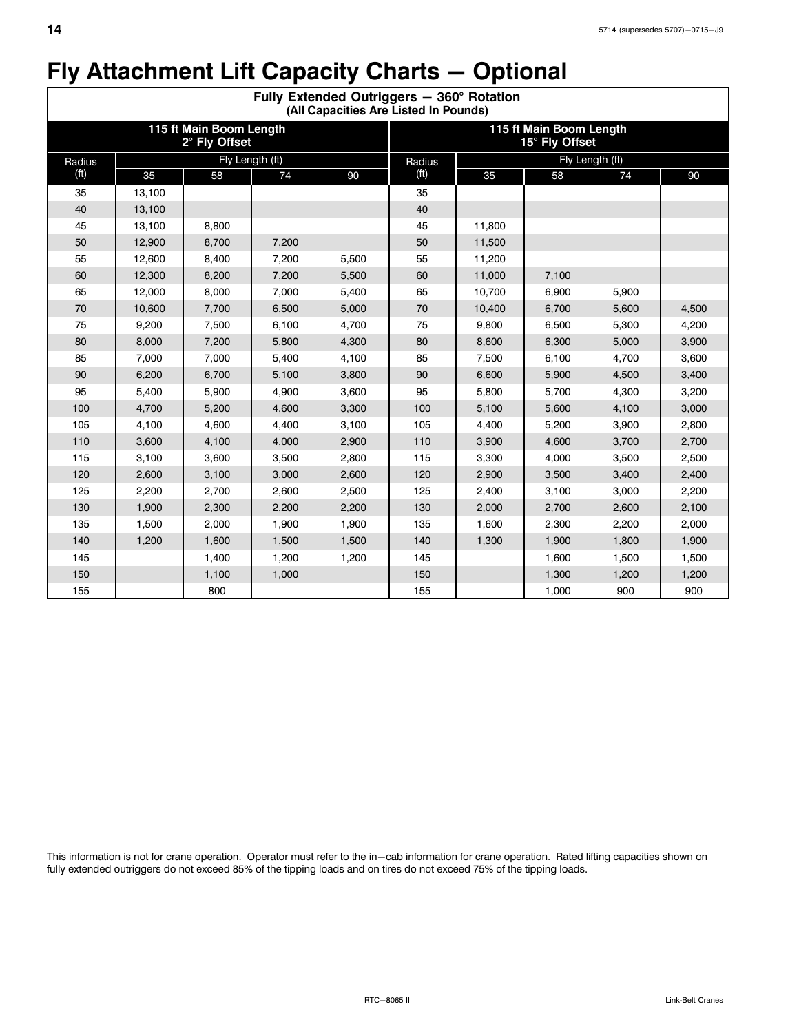# Fly Attachment Lift Capacity Charts — Optional

| Fully Extended Outriggers — 360° Rotation (All Capacities Are Listed In Pounds) | | | | | | | | | |
|---|---|---|---|---|---|---|---|---|---|
| 115 ft Main Boom Length 2° Fly Offset | | | | | 115 ft Main Boom Length 15° Fly Offset | | | | |
| Radius (ft) | Fly Length (ft) | | | | Radius (ft) | Fly Length (ft) | | | |
| | 35 | 58 | 74 | 90 | | 35 | 58 | 74 | 90 |
| 35 | 13,100 | | | | 35 | | | | |
| 40 | 13,100 | | | | 40 | | | | |
| 45 | 13,100 | 8,800 | | | 45 | 11,800 | | | |
| 50 | 12,900 | 8,700 | 7,200 | | 50 | 11,500 | | | |
| 55 | 12,600 | 8,400 | 7,200 | 5,500 | 55 | 11,200 | | | |
| 60 | 12,300 | 8,200 | 7,200 | 5,500 | 60 | 11,000 | 7,100 | | |
| 65 | 12,000 | 8,000 | 7,000 | 5,400 | 65 | 10,700 | 6,900 | 5,900 | |
| 70 | 10,600 | 7,700 | 6,500 | 5,000 | 70 | 10,400 | 6,700 | 5,600 | 4,500 |
| 75 | 9,200 | 7,500 | 6,100 | 4,700 | 75 | 9,800 | 6,500 | 5,300 | 4,200 |
| 80 | 8,000 | 7,200 | 5,800 | 4,300 | 80 | 8,600 | 6,300 | 5,000 | 3,900 |
| 85 | 7,000 | 7,000 | 5,400 | 4,100 | 85 | 7,500 | 6,100 | 4,700 | 3,600 |
| 90 | 6,200 | 6,700 | 5,100 | 3,800 | 90 | 6,600 | 5,900 | 4,500 | 3,400 |
| 95 | 5,400 | 5,900 | 4,900 | 3,600 | 95 | 5,800 | 5,700 | 4,300 | 3,200 |
| 100 | 4,700 | 5,200 | 4,600 | 3,300 | 100 | 5,100 | 5,600 | 4,100 | 3,000 |
| 105 | 4,100 | 4,600 | 4,400 | 3,100 | 105 | 4,400 | 5,200 | 3,900 | 2,800 |
| 110 | 3,600 | 4,100 | 4,000 | 2,900 | 110 | 3,900 | 4,600 | 3,700 | 2,700 |
| 115 | 3,100 | 3,600 | 3,500 | 2,800 | 115 | 3,300 | 4,000 | 3,500 | 2,500 |
| 120 | 2,600 | 3,100 | 3,000 | 2,600 | 120 | 2,900 | 3,500 | 3,400 | 2,400 |
| 125 | 2,200 | 2,700 | 2,600 | 2,500 | 125 | 2,400 | 3,100 | 3,000 | 2,200 |
| 130 | 1,900 | 2,300 | 2,200 | 2,200 | 130 | 2,000 | 2,700 | 2,600 | 2,100 |
| 135 | 1,500 | 2,000 | 1,900 | 1,900 | 135 | 1,600 | 2,300 | 2,200 | 2,000 |
| 140 | 1,200 | 1,600 | 1,500 | 1,500 | 140 | 1,300 | 1,900 | 1,800 | 1,900 |
| 145 | | 1,400 | 1,200 | 1,200 | 145 | | 1,600 | 1,500 | 1,500 |
| 150 | | 1,100 | 1,000 | | 150 | | 1,300 | 1,200 | 1,200 |
| 155 | | 800 | | | 155 | | 1,000 | 900 | 900 |

This information is not for crane operation. Operator must refer to the in–cab information for crane operation. Rated lifting capacities shown on fully extended outriggers do not exceed 85% of the tipping loads and on tires do not exceed 75% of the tipping loads.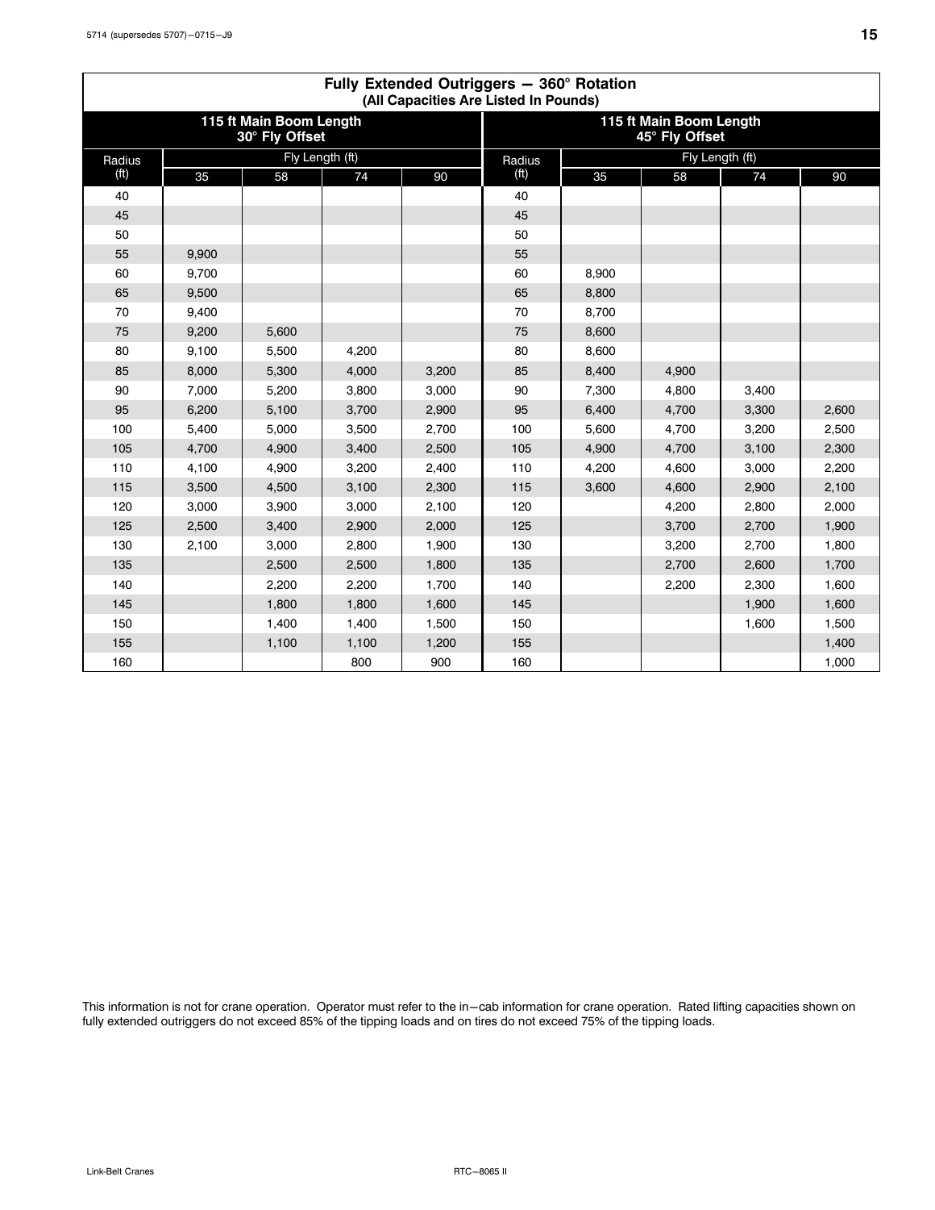## Fully Extended Outriggers — 360° Rotation
### (All Capacities Are Listed In Pounds)

| 115 ft Main Boom Length 30° Fly Offset | | | | | 115 ft Main Boom Length 45° Fly Offset | | | | |
|---|---|---|---|---|---|---|---|---|---|
| Radius (ft) | Fly Length (ft) | | | | Radius (ft) | Fly Length (ft) | | | |
| | 35 | 58 | 74 | 90 | | 35 | 58 | 74 | 90 |
| 40 | | | | | 40 | | | | |
| 45 | | | | | 45 | | | | |
| 50 | | | | | 50 | | | | |
| 55 | 9,900 | | | | 55 | | | | |
| 60 | 9,700 | | | | 60 | 8,900 | | | |
| 65 | 9,500 | | | | 65 | 8,800 | | | |
| 70 | 9,400 | | | | 70 | 8,700 | | | |
| 75 | 9,200 | 5,600 | | | 75 | 8,600 | | | |
| 80 | 9,100 | 5,500 | 4,200 | | 80 | 8,600 | | | |
| 85 | 8,000 | 5,300 | 4,000 | 3,200 | 85 | 8,400 | 4,900 | | |
| 90 | 7,000 | 5,200 | 3,800 | 3,000 | 90 | 7,300 | 4,800 | 3,400 | |
| 95 | 6,200 | 5,100 | 3,700 | 2,900 | 95 | 6,400 | 4,700 | 3,300 | 2,600 |
| 100 | 5,400 | 5,000 | 3,500 | 2,700 | 100 | 5,600 | 4,700 | 3,200 | 2,500 |
| 105 | 4,700 | 4,900 | 3,400 | 2,500 | 105 | 4,900 | 4,700 | 3,100 | 2,300 |
| 110 | 4,100 | 4,900 | 3,200 | 2,400 | 110 | 4,200 | 4,600 | 3,000 | 2,200 |
| 115 | 3,500 | 4,500 | 3,100 | 2,300 | 115 | 3,600 | 4,600 | 2,900 | 2,100 |
| 120 | 3,000 | 3,900 | 3,000 | 2,100 | 120 | | 4,200 | 2,800 | 2,000 |
| 125 | 2,500 | 3,400 | 2,900 | 2,000 | 125 | | 3,700 | 2,700 | 1,900 |
| 130 | 2,100 | 3,000 | 2,800 | 1,900 | 130 | | 3,200 | 2,700 | 1,800 |
| 135 | | 2,500 | 2,500 | 1,800 | 135 | | 2,700 | 2,600 | 1,700 |
| 140 | | 2,200 | 2,200 | 1,700 | 140 | | 2,200 | 2,300 | 1,600 |
| 145 | | 1,800 | 1,800 | 1,600 | 145 | | | 1,900 | 1,600 |
| 150 | | 1,400 | 1,400 | 1,500 | 150 | | | 1,600 | 1,500 |
| 155 | | 1,100 | 1,100 | 1,200 | 155 | | | | 1,400 |
| 160 | | | 800 | 900 | 160 | | | | 1,000 |

This information is not for crane operation. Operator must refer to the in−cab information for crane operation. Rated lifting capacities shown on fully extended outriggers do not exceed 85% of the tipping loads and on tires do not exceed 75% of the tipping loads.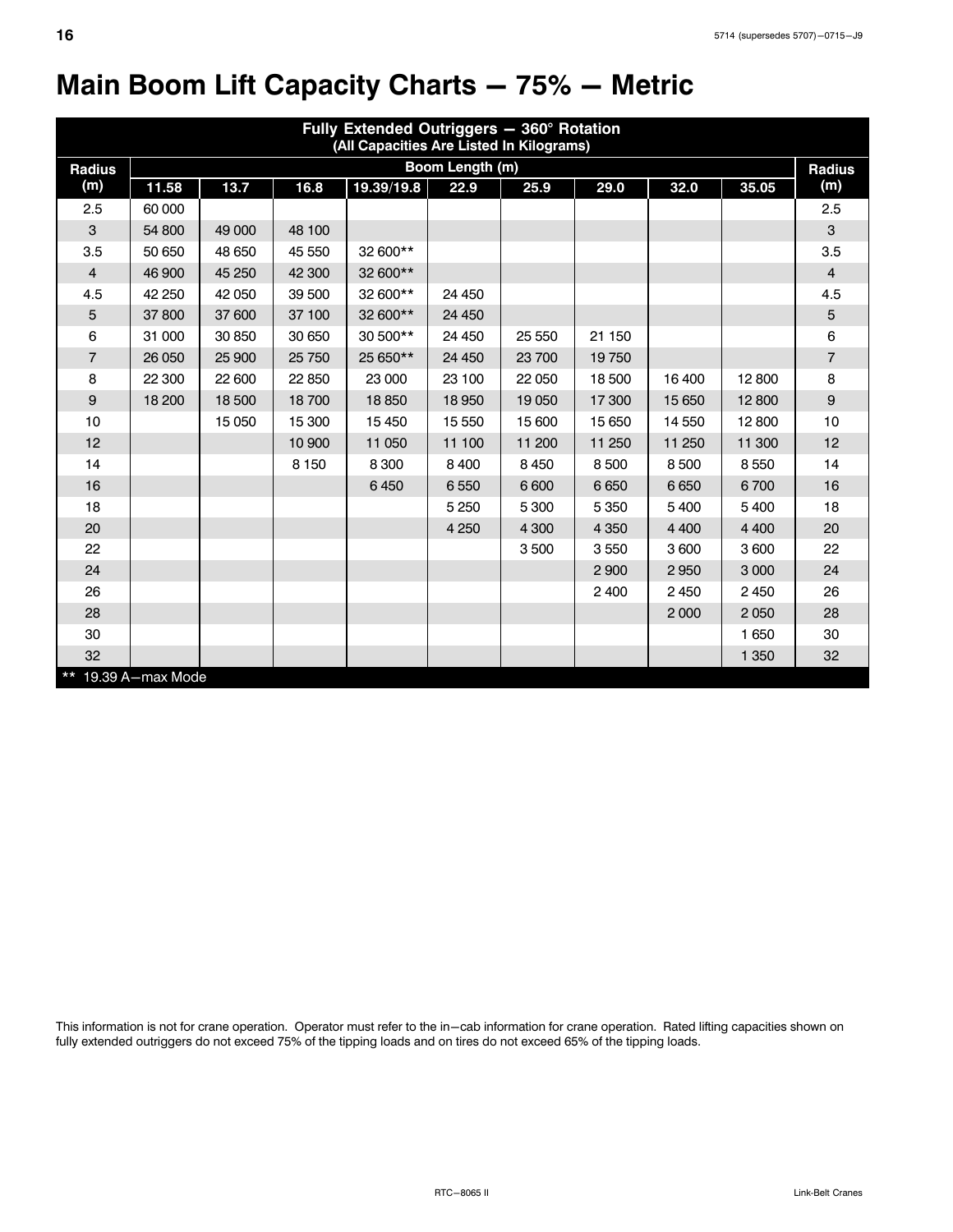# Main Boom Lift Capacity Charts — 75% — Metric

| Fully Extended Outriggers — 360° Rotation (All Capacities Are Listed In Kilograms) | | | | | | | | | | |
|---|---|---|---|---|---|---|---|---|---|---|
| Radius (m) | Boom Length (m) | | | | | | | | | Radius (m) |
| | 11.58 | 13.7 | 16.8 | 19.39/19.8 | 22.9 | 25.9 | 29.0 | 32.0 | 35.05 | |
| 2.5 | 60 000 | | | | | | | | | 2.5 |
| 3 | 54 800 | 49 000 | 48 100 | | | | | | | 3 |
| 3.5 | 50 650 | 48 650 | 45 550 | 32 600** | | | | | | 3.5 |
| 4 | 46 900 | 45 250 | 42 300 | 32 600** | | | | | | 4 |
| 4.5 | 42 250 | 42 050 | 39 500 | 32 600** | 24 450 | | | | | 4.5 |
| 5 | 37 800 | 37 600 | 37 100 | 32 600** | 24 450 | | | | | 5 |
| 6 | 31 000 | 30 850 | 30 650 | 30 500** | 24 450 | 25 550 | 21 150 | | | 6 |
| 7 | 26 050 | 25 900 | 25 750 | 25 650** | 24 450 | 23 700 | 19 750 | | | 7 |
| 8 | 22 300 | 22 600 | 22 850 | 23 000 | 23 100 | 22 050 | 18 500 | 16 400 | 12 800 | 8 |
| 9 | 18 200 | 18 500 | 18 700 | 18 850 | 18 950 | 19 050 | 17 300 | 15 650 | 12 800 | 9 |
| 10 | | 15 050 | 15 300 | 15 450 | 15 550 | 15 600 | 15 650 | 14 550 | 12 800 | 10 |
| 12 | | | 10 900 | 11 050 | 11 100 | 11 200 | 11 250 | 11 250 | 11 300 | 12 |
| 14 | | | 8 150 | 8 300 | 8 400 | 8 450 | 8 500 | 8 500 | 8 550 | 14 |
| 16 | | | | 6 450 | 6 550 | 6 600 | 6 650 | 6 650 | 6 700 | 16 |
| 18 | | | | | 5 250 | 5 300 | 5 350 | 5 400 | 5 400 | 18 |
| 20 | | | | | 4 250 | 4 300 | 4 350 | 4 400 | 4 400 | 20 |
| 22 | | | | | | 3 500 | 3 550 | 3 600 | 3 600 | 22 |
| 24 | | | | | | | 2 900 | 2 950 | 3 000 | 24 |
| 26 | | | | | | | 2 400 | 2 450 | 2 450 | 26 |
| 28 | | | | | | | | 2 000 | 2 050 | 28 |
| 30 | | | | | | | | | 1 650 | 30 |
| 32 | | | | | | | | | 1 350 | 32 |

** 19.39 A—max Mode

This information is not for crane operation. Operator must refer to the in—cab information for crane operation. Rated lifting capacities shown on fully extended outriggers do not exceed 75% of the tipping loads and on tires do not exceed 65% of the tipping loads.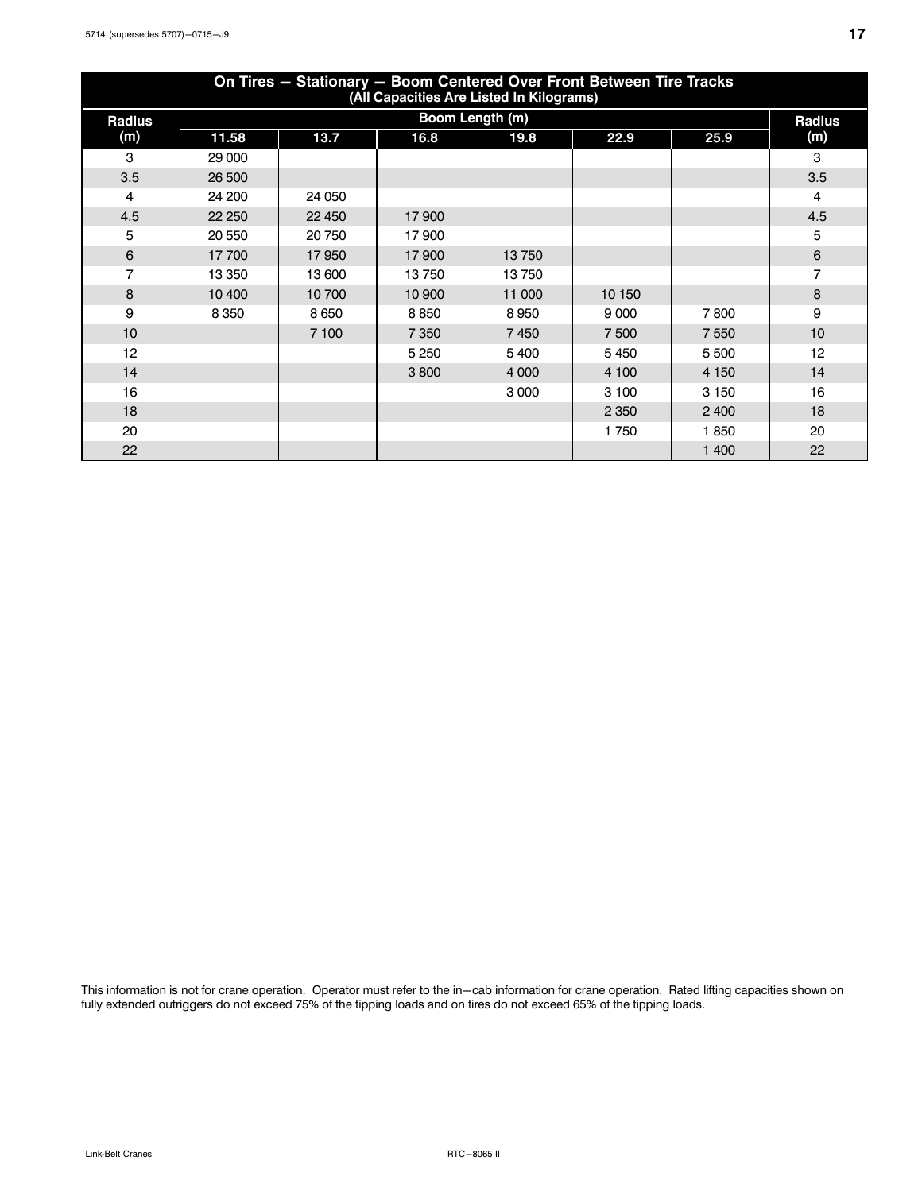## On Tires — Stationary — Boom Centered Over Front Between Tire Tracks

(All Capacities Are Listed In Kilograms)

| Radius (m) | Boom Length (m) | | | | | | Radius (m) |
|---|---|---|---|---|---|---|---|
| | 11.58 | 13.7 | 16.8 | 19.8 | 22.9 | 25.9 | |
| 3 | 29 000 | | | | | | 3 |
| 3.5 | 26 500 | | | | | | 3.5 |
| 4 | 24 200 | 24 050 | | | | | 4 |
| 4.5 | 22 250 | 22 450 | 17 900 | | | | 4.5 |
| 5 | 20 550 | 20 750 | 17 900 | | | | 5 |
| 6 | 17 700 | 17 950 | 17 900 | 13 750 | | | 6 |
| 7 | 13 350 | 13 600 | 13 750 | 13 750 | | | 7 |
| 8 | 10 400 | 10 700 | 10 900 | 11 000 | 10 150 | | 8 |
| 9 | 8 350 | 8 650 | 8 850 | 8 950 | 9 000 | 7 800 | 9 |
| 10 | | 7 100 | 7 350 | 7 450 | 7 500 | 7 550 | 10 |
| 12 | | | 5 250 | 5 400 | 5 450 | 5 500 | 12 |
| 14 | | | 3 800 | 4 000 | 4 100 | 4 150 | 14 |
| 16 | | | | 3 000 | 3 100 | 3 150 | 16 |
| 18 | | | | | 2 350 | 2 400 | 18 |
| 20 | | | | | 1 750 | 1 850 | 20 |
| 22 | | | | | | 1 400 | 22 |

This information is not for crane operation. Operator must refer to the in−cab information for crane operation. Rated lifting capacities shown on fully extended outriggers do not exceed 75% of the tipping loads and on tires do not exceed 65% of the tipping loads.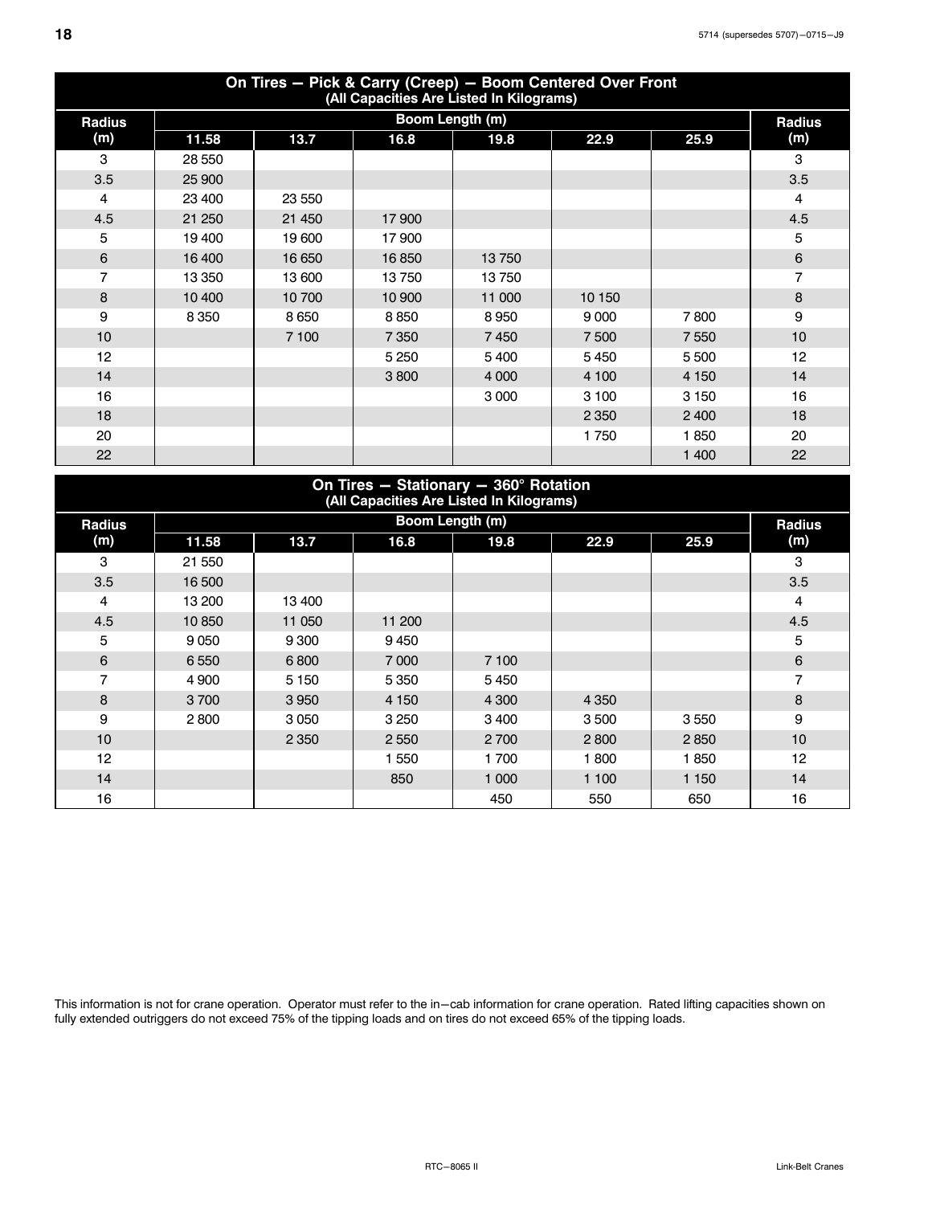| On Tires — Pick & Carry (Creep) — Boom Centered Over Front (All Capacities Are Listed In Kilograms) | | | | | | | |
|---|---|---|---|---|---|---|---|
| Radius (m) | Boom Length (m) | | | | | | Radius (m) |
| | 11.58 | 13.7 | 16.8 | 19.8 | 22.9 | 25.9 | |
| 3 | 28 550 | | | | | | 3 |
| 3.5 | 25 900 | | | | | | 3.5 |
| 4 | 23 400 | 23 550 | | | | | 4 |
| 4.5 | 21 250 | 21 450 | 17 900 | | | | 4.5 |
| 5 | 19 400 | 19 600 | 17 900 | | | | 5 |
| 6 | 16 400 | 16 650 | 16 850 | 13 750 | | | 6 |
| 7 | 13 350 | 13 600 | 13 750 | 13 750 | | | 7 |
| 8 | 10 400 | 10 700 | 10 900 | 11 000 | 10 150 | | 8 |
| 9 | 8 350 | 8 650 | 8 850 | 8 950 | 9 000 | 7 800 | 9 |
| 10 | | 7 100 | 7 350 | 7 450 | 7 500 | 7 550 | 10 |
| 12 | | | 5 250 | 5 400 | 5 450 | 5 500 | 12 |
| 14 | | | 3 800 | 4 000 | 4 100 | 4 150 | 14 |
| 16 | | | | 3 000 | 3 100 | 3 150 | 16 |
| 18 | | | | | 2 350 | 2 400 | 18 |
| 20 | | | | | 1 750 | 1 850 | 20 |
| 22 | | | | | | 1 400 | 22 |

| On Tires — Stationary — 360° Rotation (All Capacities Are Listed In Kilograms) | | | | | | | |
|---|---|---|---|---|---|---|---|
| Radius (m) | Boom Length (m) | | | | | | Radius (m) |
| | 11.58 | 13.7 | 16.8 | 19.8 | 22.9 | 25.9 | |
| 3 | 21 550 | | | | | | 3 |
| 3.5 | 16 500 | | | | | | 3.5 |
| 4 | 13 200 | 13 400 | | | | | 4 |
| 4.5 | 10 850 | 11 050 | 11 200 | | | | 4.5 |
| 5 | 9 050 | 9 300 | 9 450 | | | | 5 |
| 6 | 6 550 | 6 800 | 7 000 | 7 100 | | | 6 |
| 7 | 4 900 | 5 150 | 5 350 | 5 450 | | | 7 |
| 8 | 3 700 | 3 950 | 4 150 | 4 300 | 4 350 | | 8 |
| 9 | 2 800 | 3 050 | 3 250 | 3 400 | 3 500 | 3 550 | 9 |
| 10 | | 2 350 | 2 550 | 2 700 | 2 800 | 2 850 | 10 |
| 12 | | | 1 550 | 1 700 | 1 800 | 1 850 | 12 |
| 14 | | | 850 | 1 000 | 1 100 | 1 150 | 14 |
| 16 | | | | 450 | 550 | 650 | 16 |

This information is not for crane operation. Operator must refer to the in−cab information for crane operation. Rated lifting capacities shown on fully extended outriggers do not exceed 75% of the tipping loads and on tires do not exceed 65% of the tipping loads.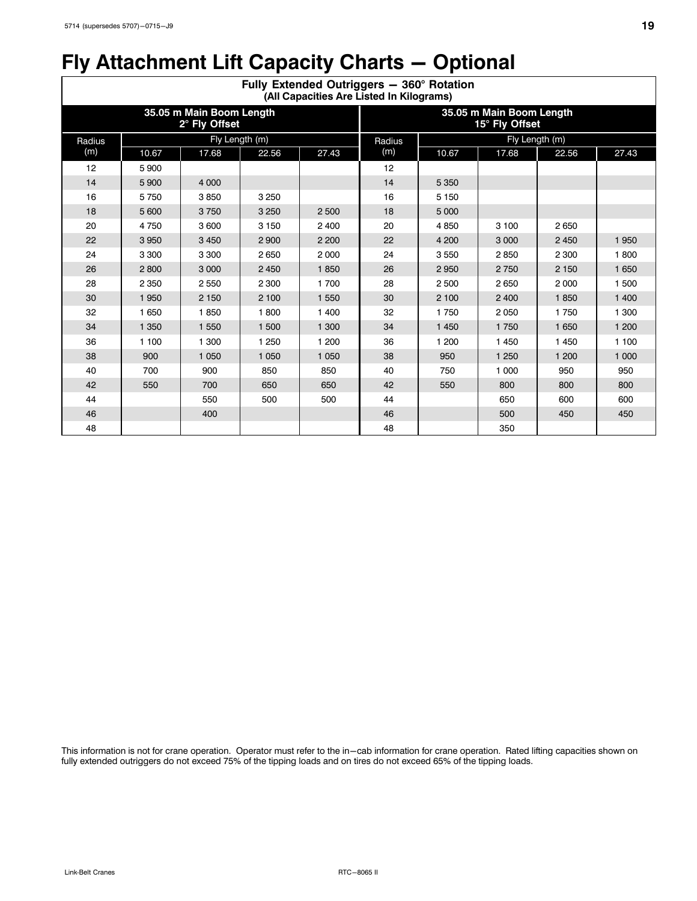# Fly Attachment Lift Capacity Charts — Optional

| Fully Extended Outriggers — 360° Rotation (All Capacities Are Listed In Kilograms) | | | | | | | | | |
|---|---|---|---|---|---|---|---|---|---|
| 35.05 m Main Boom Length 2° Fly Offset | | | | | 35.05 m Main Boom Length 15° Fly Offset | | | | |
| Radius (m) | Fly Length (m) | | | | Radius (m) | Fly Length (m) | | | |
| | 10.67 | 17.68 | 22.56 | 27.43 | | 10.67 | 17.68 | 22.56 | 27.43 |
| 12 | 5 900 | | | | 12 | | | | |
| 14 | 5 900 | 4 000 | | | 14 | 5 350 | | | |
| 16 | 5 750 | 3 850 | 3 250 | | 16 | 5 150 | | | |
| 18 | 5 600 | 3 750 | 3 250 | 2 500 | 18 | 5 000 | | | |
| 20 | 4 750 | 3 600 | 3 150 | 2 400 | 20 | 4 850 | 3 100 | 2 650 | |
| 22 | 3 950 | 3 450 | 2 900 | 2 200 | 22 | 4 200 | 3 000 | 2 450 | 1 950 |
| 24 | 3 300 | 3 300 | 2 650 | 2 000 | 24 | 3 550 | 2 850 | 2 300 | 1 800 |
| 26 | 2 800 | 3 000 | 2 450 | 1 850 | 26 | 2 950 | 2 750 | 2 150 | 1 650 |
| 28 | 2 350 | 2 550 | 2 300 | 1 700 | 28 | 2 500 | 2 650 | 2 000 | 1 500 |
| 30 | 1 950 | 2 150 | 2 100 | 1 550 | 30 | 2 100 | 2 400 | 1 850 | 1 400 |
| 32 | 1 650 | 1 850 | 1 800 | 1 400 | 32 | 1 750 | 2 050 | 1 750 | 1 300 |
| 34 | 1 350 | 1 550 | 1 500 | 1 300 | 34 | 1 450 | 1 750 | 1 650 | 1 200 |
| 36 | 1 100 | 1 300 | 1 250 | 1 200 | 36 | 1 200 | 1 450 | 1 450 | 1 100 |
| 38 | 900 | 1 050 | 1 050 | 1 050 | 38 | 950 | 1 250 | 1 200 | 1 000 |
| 40 | 700 | 900 | 850 | 850 | 40 | 750 | 1 000 | 950 | 950 |
| 42 | 550 | 700 | 650 | 650 | 42 | 550 | 800 | 800 | 800 |
| 44 | | 550 | 500 | 500 | 44 | | 650 | 600 | 600 |
| 46 | | 400 | | | 46 | | 500 | 450 | 450 |
| 48 | | | | | 48 | | 350 | | |

This information is not for crane operation. Operator must refer to the in−cab information for crane operation. Rated lifting capacities shown on fully extended outriggers do not exceed 75% of the tipping loads and on tires do not exceed 65% of the tipping loads.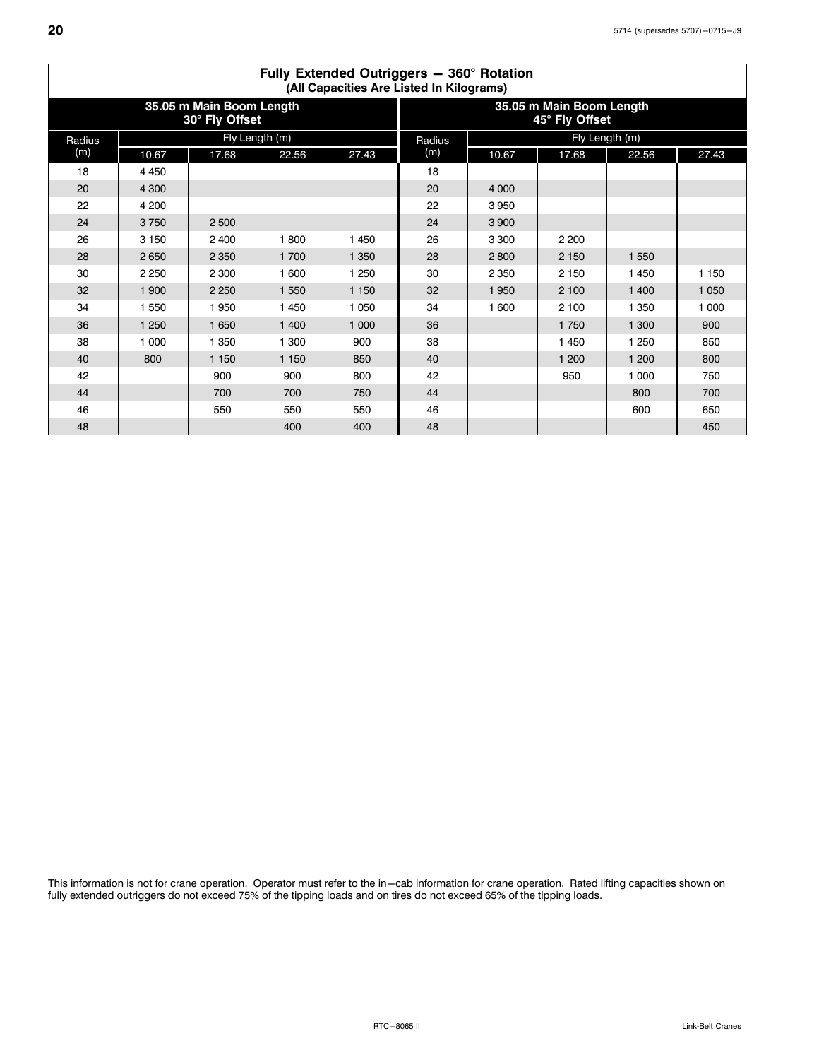## Fully Extended Outriggers — 360° Rotation
(All Capacities Are Listed In Kilograms)

| 35.05 m Main Boom Length 30° Fly Offset | | | | | 35.05 m Main Boom Length 45° Fly Offset | | | | |
|---|---|---|---|---|---|---|---|---|---|
| Radius (m) | Fly Length (m) | | | | Radius (m) | Fly Length (m) | | | |
| | 10.67 | 17.68 | 22.56 | 27.43 | | 10.67 | 17.68 | 22.56 | 27.43 |
| 18 | 4 450 | | | | 18 | | | | |
| 20 | 4 300 | | | | 20 | 4 000 | | | |
| 22 | 4 200 | | | | 22 | 3 950 | | | |
| 24 | 3 750 | 2 500 | | | 24 | 3 900 | | | |
| 26 | 3 150 | 2 400 | 1 800 | 1 450 | 26 | 3 300 | 2 200 | | |
| 28 | 2 650 | 2 350 | 1 700 | 1 350 | 28 | 2 800 | 2 150 | 1 550 | |
| 30 | 2 250 | 2 300 | 1 600 | 1 250 | 30 | 2 350 | 2 150 | 1 450 | 1 150 |
| 32 | 1 900 | 2 250 | 1 550 | 1 150 | 32 | 1 950 | 2 100 | 1 400 | 1 050 |
| 34 | 1 550 | 1 950 | 1 450 | 1 050 | 34 | 1 600 | 2 100 | 1 350 | 1 000 |
| 36 | 1 250 | 1 650 | 1 400 | 1 000 | 36 | | 1 750 | 1 300 | 900 |
| 38 | 1 000 | 1 350 | 1 300 | 900 | 38 | | 1 450 | 1 250 | 850 |
| 40 | 800 | 1 150 | 1 150 | 850 | 40 | | 1 200 | 1 200 | 800 |
| 42 | | 900 | 900 | 800 | 42 | | 950 | 1 000 | 750 |
| 44 | | 700 | 700 | 750 | 44 | | | 800 | 700 |
| 46 | | 550 | 550 | 550 | 46 | | | 600 | 650 |
| 48 | | | 400 | 400 | 48 | | | | 450 |

This information is not for crane operation. Operator must refer to the in−cab information for crane operation. Rated lifting capacities shown on fully extended outriggers do not exceed 75% of the tipping loads and on tires do not exceed 65% of the tipping loads.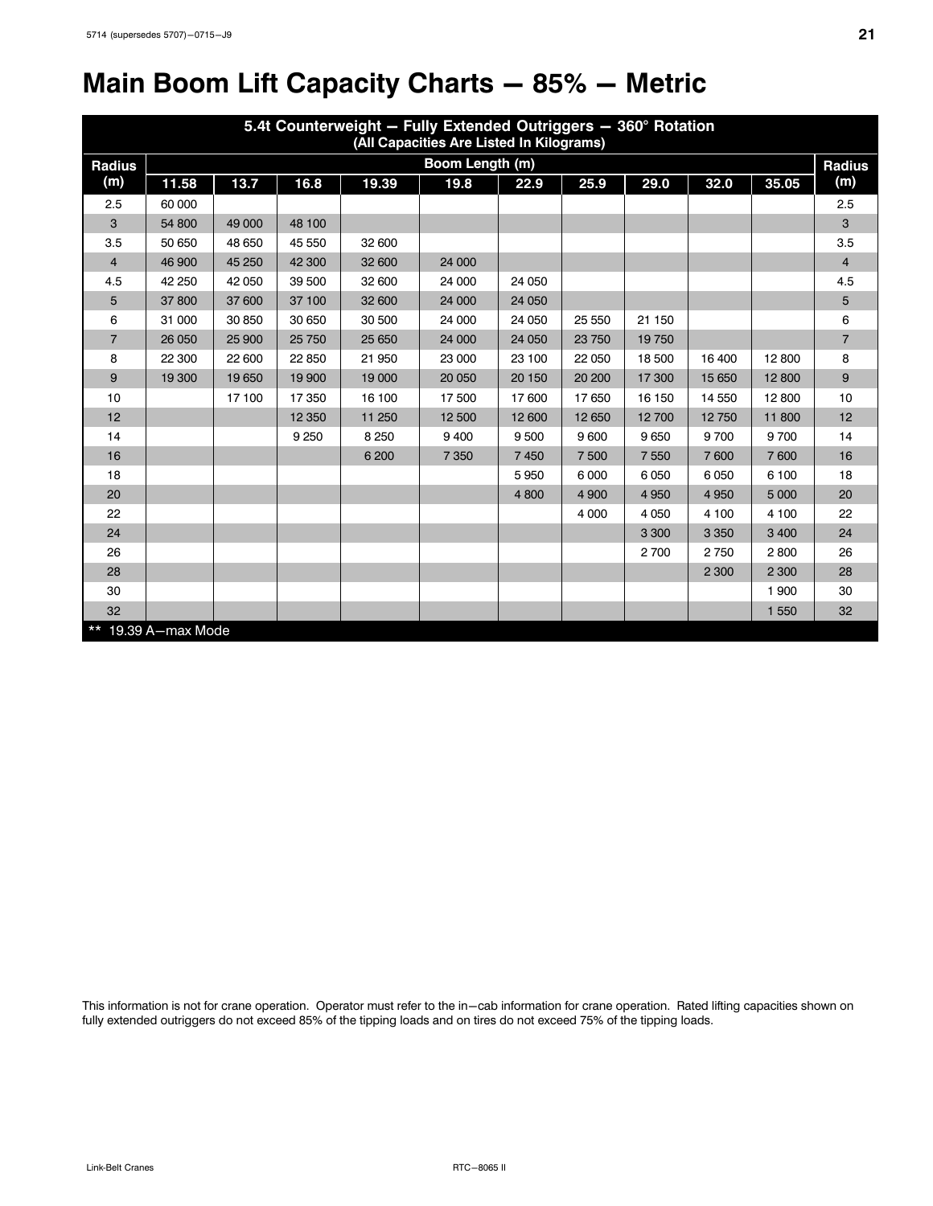# Main Boom Lift Capacity Charts — 85% — Metric

| 5.4t Counterweight — Fully Extended Outriggers — 360° Rotation (All Capacities Are Listed In Kilograms) | | | | | | | | | | | |
|---|---|---|---|---|---|---|---|---|---|---|---|
| Radius (m) | Boom Length (m) | | | | | | | | | | Radius (m) |
| | 11.58 | 13.7 | 16.8 | 19.39 | 19.8 | 22.9 | 25.9 | 29.0 | 32.0 | 35.05 | |
| 2.5 | 60 000 | | | | | | | | | | 2.5 |
| 3 | 54 800 | 49 000 | 48 100 | | | | | | | | 3 |
| 3.5 | 50 650 | 48 650 | 45 550 | 32 600 | | | | | | | 3.5 |
| 4 | 46 900 | 45 250 | 42 300 | 32 600 | 24 000 | | | | | | 4 |
| 4.5 | 42 250 | 42 050 | 39 500 | 32 600 | 24 000 | 24 050 | | | | | 4.5 |
| 5 | 37 800 | 37 600 | 37 100 | 32 600 | 24 000 | 24 050 | | | | | 5 |
| 6 | 31 000 | 30 850 | 30 650 | 30 500 | 24 000 | 24 050 | 25 550 | 21 150 | | | 6 |
| 7 | 26 050 | 25 900 | 25 750 | 25 650 | 24 000 | 24 050 | 23 750 | 19 750 | | | 7 |
| 8 | 22 300 | 22 600 | 22 850 | 21 950 | 23 000 | 23 100 | 22 050 | 18 500 | 16 400 | 12 800 | 8 |
| 9 | 19 300 | 19 650 | 19 900 | 19 000 | 20 050 | 20 150 | 20 200 | 17 300 | 15 650 | 12 800 | 9 |
| 10 | | 17 100 | 17 350 | 16 100 | 17 500 | 17 600 | 17 650 | 16 150 | 14 550 | 12 800 | 10 |
| 12 | | | 12 350 | 11 250 | 12 500 | 12 600 | 12 650 | 12 700 | 12 750 | 11 800 | 12 |
| 14 | | | 9 250 | 8 250 | 9 400 | 9 500 | 9 600 | 9 650 | 9 700 | 9 700 | 14 |
| 16 | | | | 6 200 | 7 350 | 7 450 | 7 500 | 7 550 | 7 600 | 7 600 | 16 |
| 18 | | | | | | 5 950 | 6 000 | 6 050 | 6 050 | 6 100 | 18 |
| 20 | | | | | | 4 800 | 4 900 | 4 950 | 4 950 | 5 000 | 20 |
| 22 | | | | | | | 4 000 | 4 050 | 4 100 | 4 100 | 22 |
| 24 | | | | | | | | 3 300 | 3 350 | 3 400 | 24 |
| 26 | | | | | | | | 2 700 | 2 750 | 2 800 | 26 |
| 28 | | | | | | | | | 2 300 | 2 300 | 28 |
| 30 | | | | | | | | | | 1 900 | 30 |
| 32 | | | | | | | | | | 1 550 | 32 |

** 19.39 A—max Mode

This information is not for crane operation. Operator must refer to the in—cab information for crane operation. Rated lifting capacities shown on fully extended outriggers do not exceed 85% of the tipping loads and on tires do not exceed 75% of the tipping loads.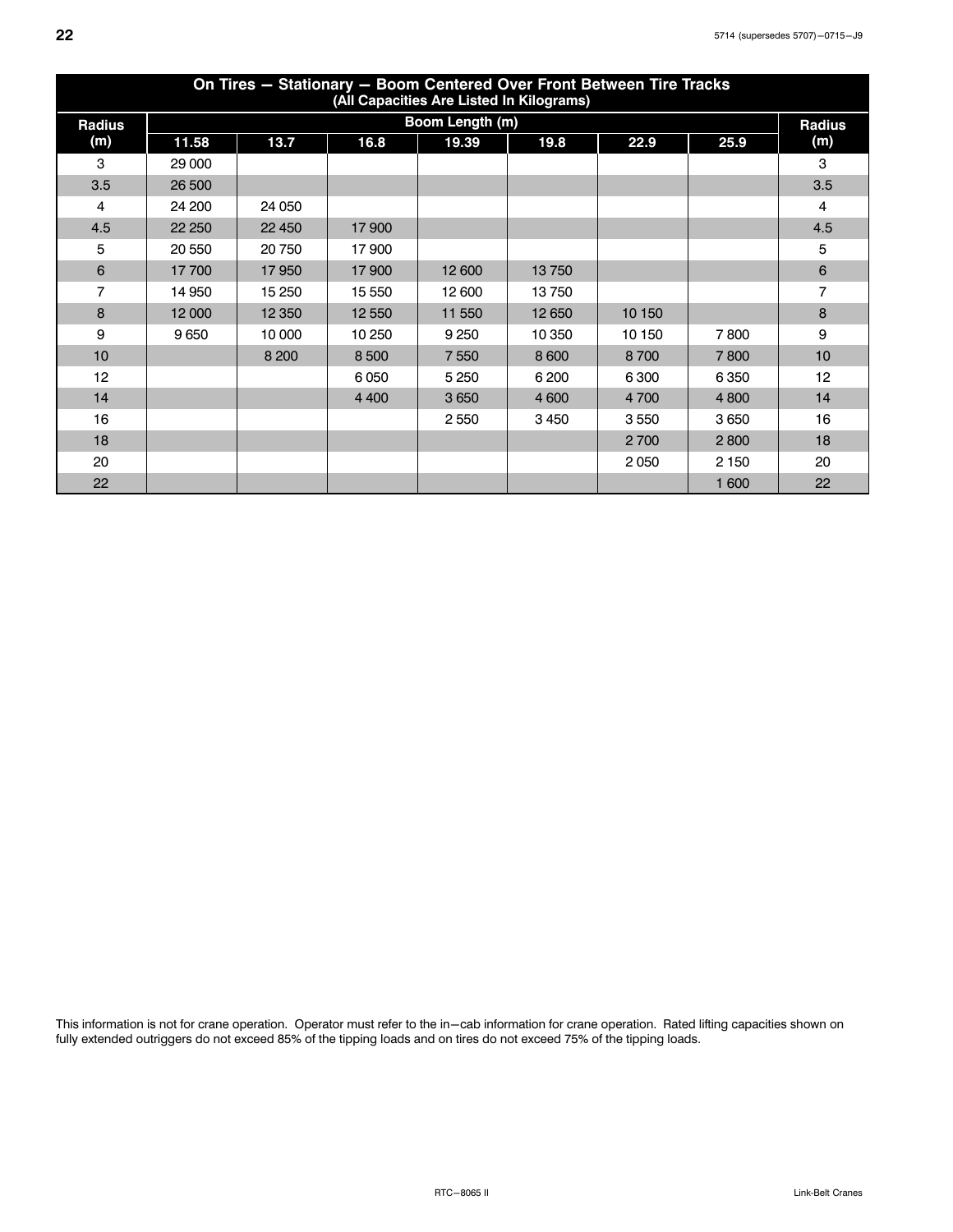## On Tires — Stationary — Boom Centered Over Front Between Tire Tracks

(All Capacities Are Listed In Kilograms)

| Radius (m) | Boom Length (m) | | | | | | | Radius (m) |
|---|---|---|---|---|---|---|---|---|
| | 11.58 | 13.7 | 16.8 | 19.39 | 19.8 | 22.9 | 25.9 | |
| 3 | 29 000 | | | | | | | 3 |
| 3.5 | 26 500 | | | | | | | 3.5 |
| 4 | 24 200 | 24 050 | | | | | | 4 |
| 4.5 | 22 250 | 22 450 | 17 900 | | | | | 4.5 |
| 5 | 20 550 | 20 750 | 17 900 | | | | | 5 |
| 6 | 17 700 | 17 950 | 17 900 | 12 600 | 13 750 | | | 6 |
| 7 | 14 950 | 15 250 | 15 550 | 12 600 | 13 750 | | | 7 |
| 8 | 12 000 | 12 350 | 12 550 | 11 550 | 12 650 | 10 150 | | 8 |
| 9 | 9 650 | 10 000 | 10 250 | 9 250 | 10 350 | 10 150 | 7 800 | 9 |
| 10 | | 8 200 | 8 500 | 7 550 | 8 600 | 8 700 | 7 800 | 10 |
| 12 | | | 6 050 | 5 250 | 6 200 | 6 300 | 6 350 | 12 |
| 14 | | | 4 400 | 3 650 | 4 600 | 4 700 | 4 800 | 14 |
| 16 | | | | 2 550 | 3 450 | 3 550 | 3 650 | 16 |
| 18 | | | | | | 2 700 | 2 800 | 18 |
| 20 | | | | | | 2 050 | 2 150 | 20 |
| 22 | | | | | | | 1 600 | 22 |

This information is not for crane operation. Operator must refer to the in−cab information for crane operation. Rated lifting capacities shown on fully extended outriggers do not exceed 85% of the tipping loads and on tires do not exceed 75% of the tipping loads.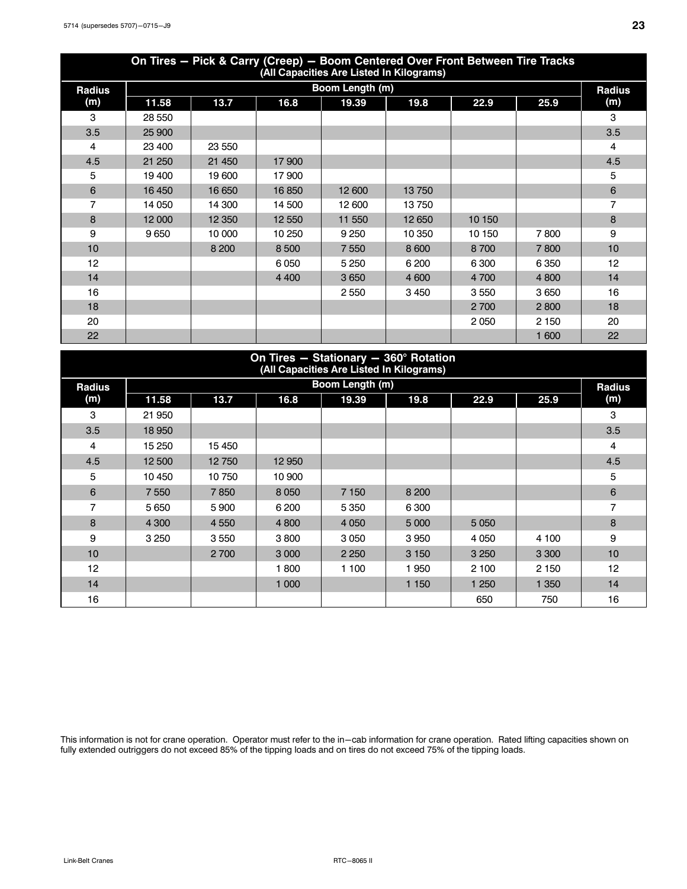## On Tires — Pick & Carry (Creep) — Boom Centered Over Front Between Tire Tracks
(All Capacities Are Listed In Kilograms)

| Radius (m) | Boom Length (m) | | | | | | | Radius (m) |
|---|---|---|---|---|---|---|---|---|
| | 11.58 | 13.7 | 16.8 | 19.39 | 19.8 | 22.9 | 25.9 | |
| 3 | 28 550 | | | | | | | 3 |
| 3.5 | 25 900 | | | | | | | 3.5 |
| 4 | 23 400 | 23 550 | | | | | | 4 |
| 4.5 | 21 250 | 21 450 | 17 900 | | | | | 4.5 |
| 5 | 19 400 | 19 600 | 17 900 | | | | | 5 |
| 6 | 16 450 | 16 650 | 16 850 | 12 600 | 13 750 | | | 6 |
| 7 | 14 050 | 14 300 | 14 500 | 12 600 | 13 750 | | | 7 |
| 8 | 12 000 | 12 350 | 12 550 | 11 550 | 12 650 | 10 150 | | 8 |
| 9 | 9 650 | 10 000 | 10 250 | 9 250 | 10 350 | 10 150 | 7 800 | 9 |
| 10 | | 8 200 | 8 500 | 7 550 | 8 600 | 8 700 | 7 800 | 10 |
| 12 | | | 6 050 | 5 250 | 6 200 | 6 300 | 6 350 | 12 |
| 14 | | | 4 400 | 3 650 | 4 600 | 4 700 | 4 800 | 14 |
| 16 | | | | 2 550 | 3 450 | 3 550 | 3 650 | 16 |
| 18 | | | | | | 2 700 | 2 800 | 18 |
| 20 | | | | | | 2 050 | 2 150 | 20 |
| 22 | | | | | | | 1 600 | 22 |

## On Tires — Stationary — 360° Rotation
(All Capacities Are Listed In Kilograms)

| Radius (m) | Boom Length (m) | | | | | | | Radius (m) |
|---|---|---|---|---|---|---|---|---|
| | 11.58 | 13.7 | 16.8 | 19.39 | 19.8 | 22.9 | 25.9 | |
| 3 | 21 950 | | | | | | | 3 |
| 3.5 | 18 950 | | | | | | | 3.5 |
| 4 | 15 250 | 15 450 | | | | | | 4 |
| 4.5 | 12 500 | 12 750 | 12 950 | | | | | 4.5 |
| 5 | 10 450 | 10 750 | 10 900 | | | | | 5 |
| 6 | 7 550 | 7 850 | 8 050 | 7 150 | 8 200 | | | 6 |
| 7 | 5 650 | 5 900 | 6 200 | 5 350 | 6 300 | | | 7 |
| 8 | 4 300 | 4 550 | 4 800 | 4 050 | 5 000 | 5 050 | | 8 |
| 9 | 3 250 | 3 550 | 3 800 | 3 050 | 3 950 | 4 050 | 4 100 | 9 |
| 10 | | 2 700 | 3 000 | 2 250 | 3 150 | 3 250 | 3 300 | 10 |
| 12 | | | 1 800 | 1 100 | 1 950 | 2 100 | 2 150 | 12 |
| 14 | | | 1 000 | | 1 150 | 1 250 | 1 350 | 14 |
| 16 | | | | | | 650 | 750 | 16 |

This information is not for crane operation. Operator must refer to the in–cab information for crane operation. Rated lifting capacities shown on fully extended outriggers do not exceed 85% of the tipping loads and on tires do not exceed 75% of the tipping loads.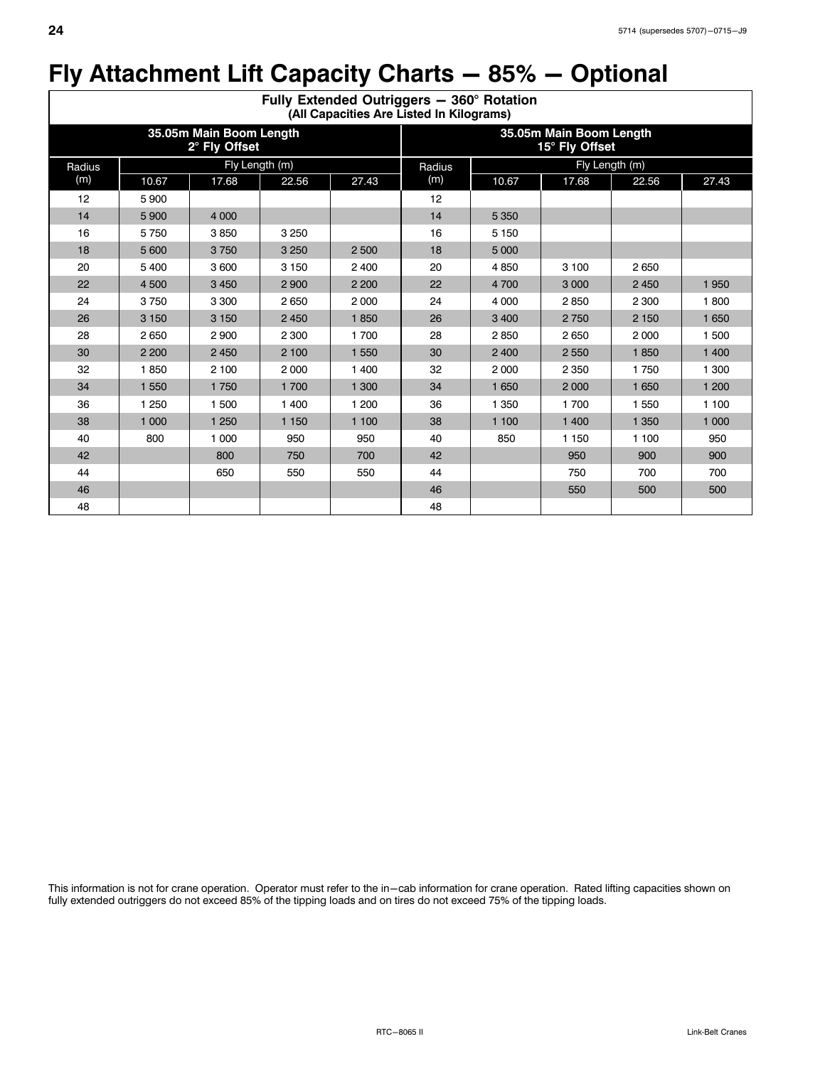# Fly Attachment Lift Capacity Charts — 85% — Optional

| Fully Extended Outriggers — 360° Rotation (All Capacities Are Listed In Kilograms) | | | | | | | | | |
|---|---|---|---|---|---|---|---|---|---|
| **35.05m Main Boom Length 2° Fly Offset** | | | | | **35.05m Main Boom Length 15° Fly Offset** | | | | |
| Radius (m) | Fly Length (m) | | | | Radius (m) | Fly Length (m) | | | |
| | 10.67 | 17.68 | 22.56 | 27.43 | | 10.67 | 17.68 | 22.56 | 27.43 |
| 12 | 5 900 | | | | 12 | | | | |
| 14 | 5 900 | 4 000 | | | 14 | 5 350 | | | |
| 16 | 5 750 | 3 850 | 3 250 | | 16 | 5 150 | | | |
| 18 | 5 600 | 3 750 | 3 250 | 2 500 | 18 | 5 000 | | | |
| 20 | 5 400 | 3 600 | 3 150 | 2 400 | 20 | 4 850 | 3 100 | 2 650 | |
| 22 | 4 500 | 3 450 | 2 900 | 2 200 | 22 | 4 700 | 3 000 | 2 450 | 1 950 |
| 24 | 3 750 | 3 300 | 2 650 | 2 000 | 24 | 4 000 | 2 850 | 2 300 | 1 800 |
| 26 | 3 150 | 3 150 | 2 450 | 1 850 | 26 | 3 400 | 2 750 | 2 150 | 1 650 |
| 28 | 2 650 | 2 900 | 2 300 | 1 700 | 28 | 2 850 | 2 650 | 2 000 | 1 500 |
| 30 | 2 200 | 2 450 | 2 100 | 1 550 | 30 | 2 400 | 2 550 | 1 850 | 1 400 |
| 32 | 1 850 | 2 100 | 2 000 | 1 400 | 32 | 2 000 | 2 350 | 1 750 | 1 300 |
| 34 | 1 550 | 1 750 | 1 700 | 1 300 | 34 | 1 650 | 2 000 | 1 650 | 1 200 |
| 36 | 1 250 | 1 500 | 1 400 | 1 200 | 36 | 1 350 | 1 700 | 1 550 | 1 100 |
| 38 | 1 000 | 1 250 | 1 150 | 1 100 | 38 | 1 100 | 1 400 | 1 350 | 1 000 |
| 40 | 800 | 1 000 | 950 | 950 | 40 | 850 | 1 150 | 1 100 | 950 |
| 42 | | 800 | 750 | 700 | 42 | | 950 | 900 | 900 |
| 44 | | 650 | 550 | 550 | 44 | | 750 | 700 | 700 |
| 46 | | | | | 46 | | 550 | 500 | 500 |
| 48 | | | | | 48 | | | | |

This information is not for crane operation. Operator must refer to the in−cab information for crane operation. Rated lifting capacities shown on fully extended outriggers do not exceed 85% of the tipping loads and on tires do not exceed 75% of the tipping loads.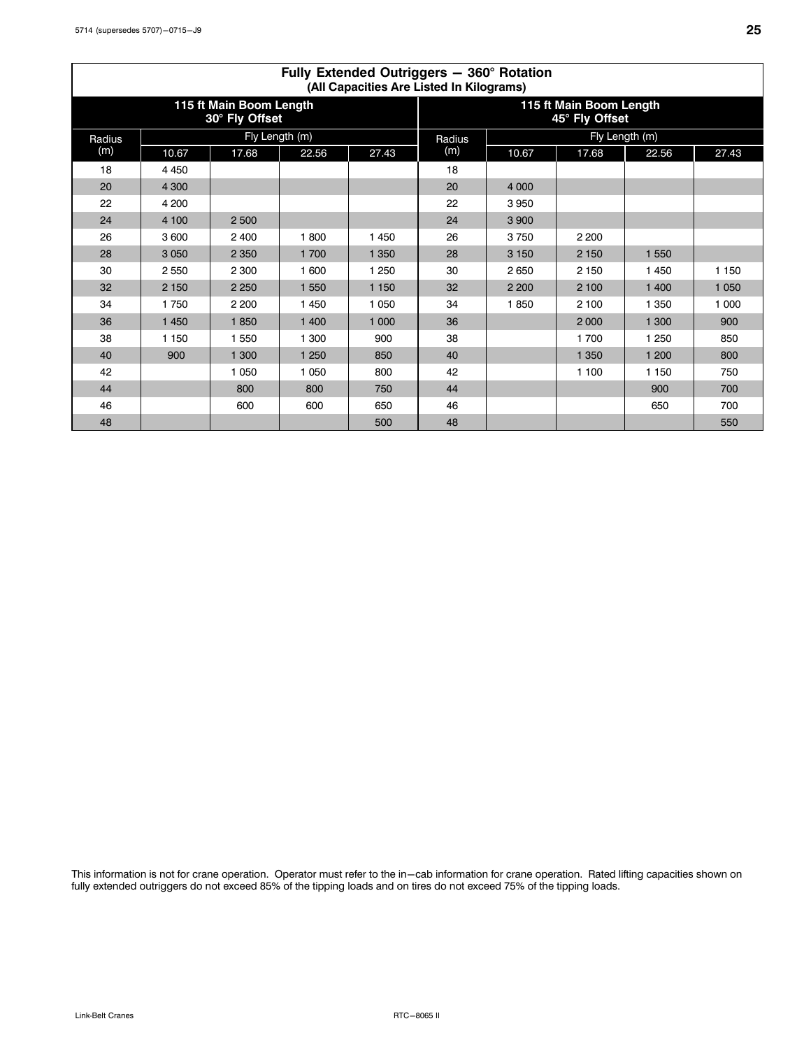## Fully Extended Outriggers — 360° Rotation
### (All Capacities Are Listed In Kilograms)

| 115 ft Main Boom Length 30° Fly Offset | | | | | 115 ft Main Boom Length 45° Fly Offset | | | | |
|---|---|---|---|---|---|---|---|---|---|
| Radius (m) | Fly Length (m) | | | | Radius (m) | Fly Length (m) | | | |
| | 10.67 | 17.68 | 22.56 | 27.43 | | 10.67 | 17.68 | 22.56 | 27.43 |
| 18 | 4 450 | | | | 18 | | | | |
| 20 | 4 300 | | | | 20 | 4 000 | | | |
| 22 | 4 200 | | | | 22 | 3 950 | | | |
| 24 | 4 100 | 2 500 | | | 24 | 3 900 | | | |
| 26 | 3 600 | 2 400 | 1 800 | 1 450 | 26 | 3 750 | 2 200 | | |
| 28 | 3 050 | 2 350 | 1 700 | 1 350 | 28 | 3 150 | 2 150 | 1 550 | |
| 30 | 2 550 | 2 300 | 1 600 | 1 250 | 30 | 2 650 | 2 150 | 1 450 | 1 150 |
| 32 | 2 150 | 2 250 | 1 550 | 1 150 | 32 | 2 200 | 2 100 | 1 400 | 1 050 |
| 34 | 1 750 | 2 200 | 1 450 | 1 050 | 34 | 1 850 | 2 100 | 1 350 | 1 000 |
| 36 | 1 450 | 1 850 | 1 400 | 1 000 | 36 | | 2 000 | 1 300 | 900 |
| 38 | 1 150 | 1 550 | 1 300 | 900 | 38 | | 1 700 | 1 250 | 850 |
| 40 | 900 | 1 300 | 1 250 | 850 | 40 | | 1 350 | 1 200 | 800 |
| 42 | | 1 050 | 1 050 | 800 | 42 | | 1 100 | 1 150 | 750 |
| 44 | | 800 | 800 | 750 | 44 | | | 900 | 700 |
| 46 | | 600 | 600 | 650 | 46 | | | 650 | 700 |
| 48 | | | | 500 | 48 | | | | 550 |

This information is not for crane operation. Operator must refer to the in−cab information for crane operation. Rated lifting capacities shown on fully extended outriggers do not exceed 85% of the tipping loads and on tires do not exceed 75% of the tipping loads.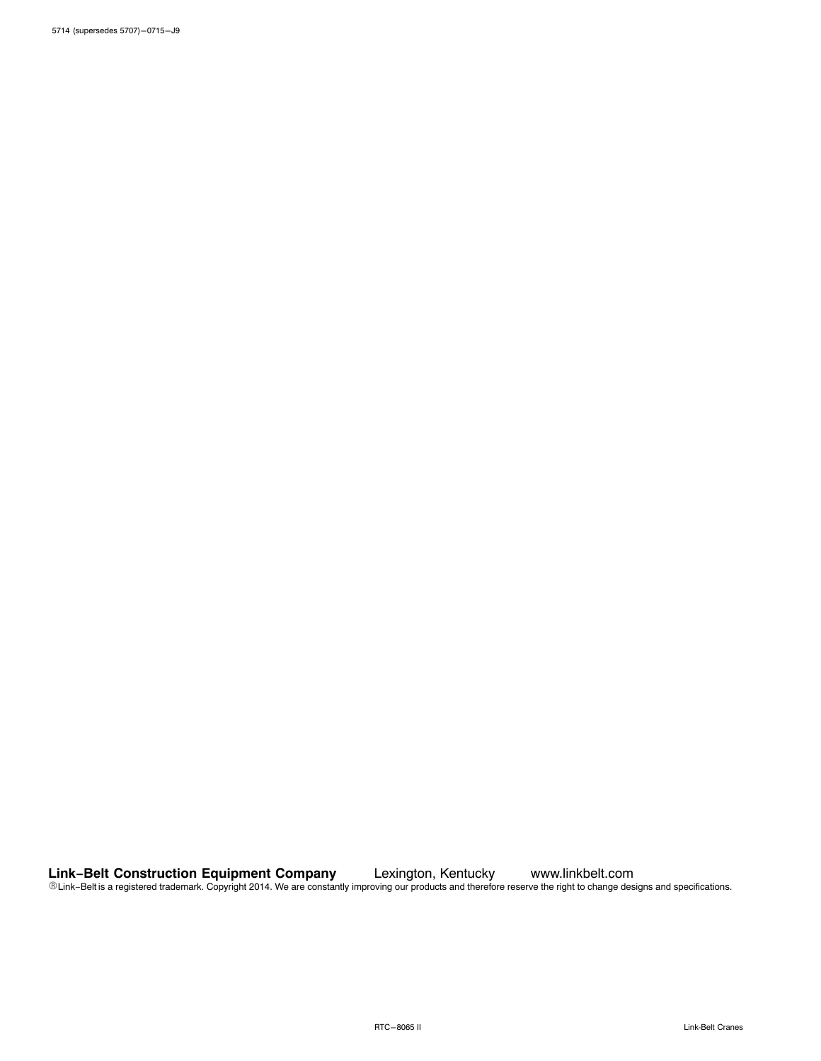5714 (supersedes 5707)−0715−J9

**Link−Belt Construction Equipment Company** Lexington, Kentucky www.linkbelt.com

® Link−Belt is a registered trademark. Copyright 2014. We are constantly improving our products and therefore reserve the right to change designs and specifications.